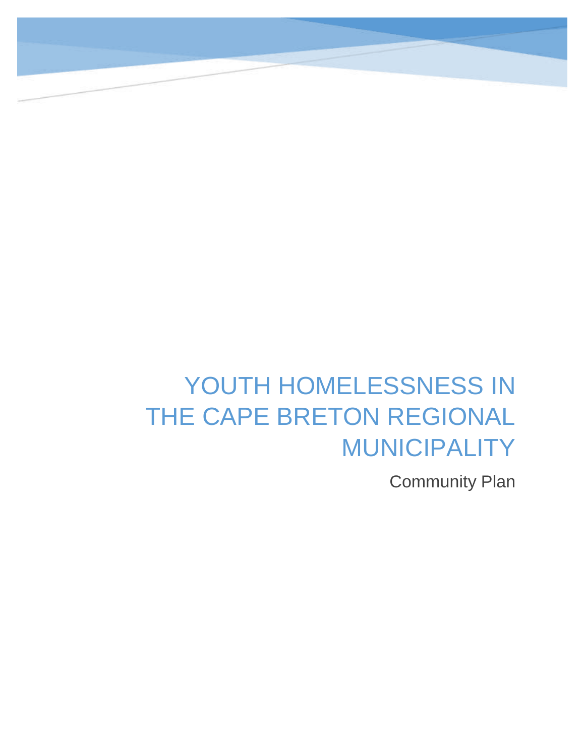# YOUTH HOMELESSNESS IN THE CAPE BRETON REGIONAL MUNICIPALITY

Community Plan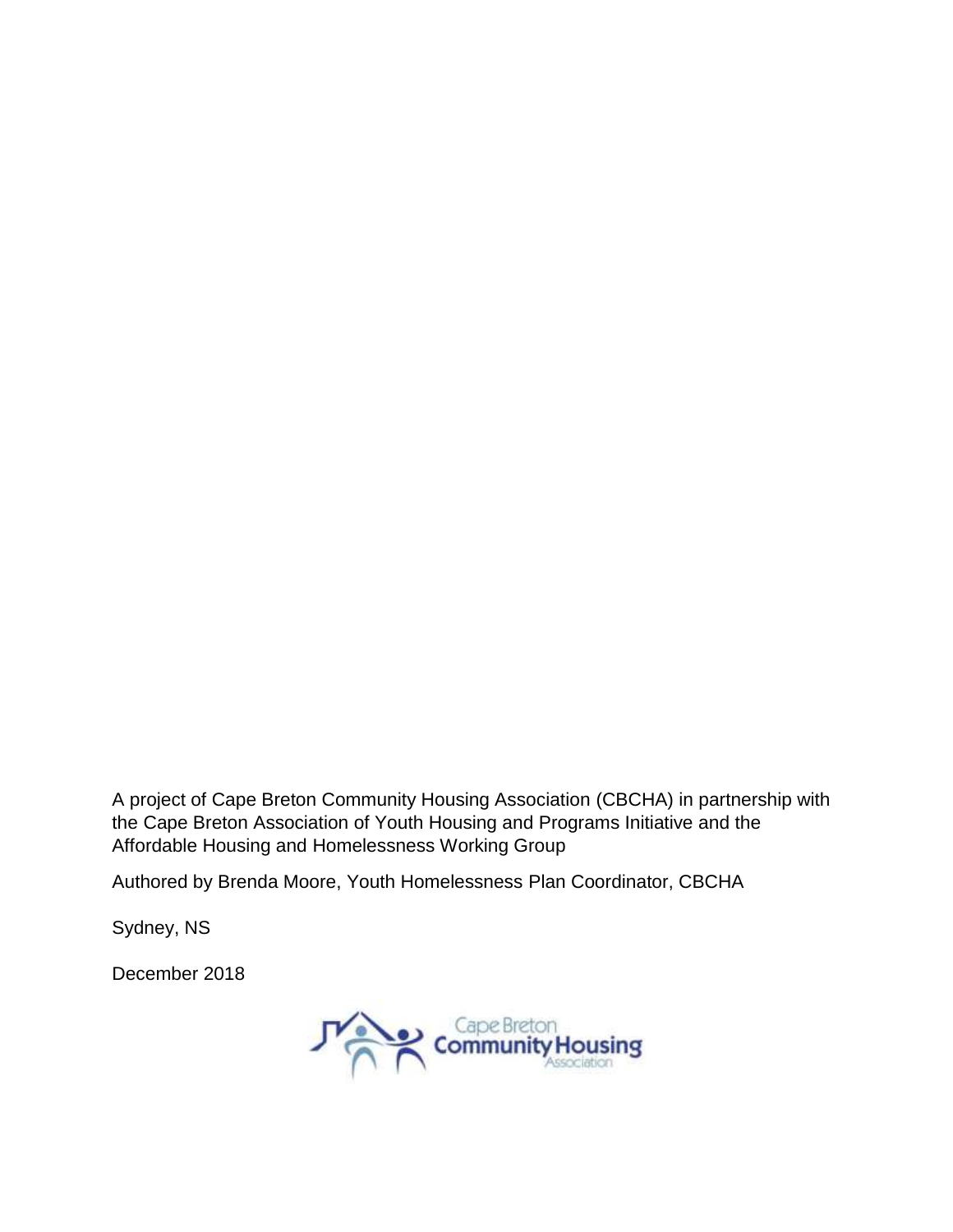A project of Cape Breton Community Housing Association (CBCHA) in partnership with the Cape Breton Association of Youth Housing and Programs Initiative and the Affordable Housing and Homelessness Working Group

Authored by Brenda Moore, Youth Homelessness Plan Coordinator, CBCHA

Sydney, NS

December 2018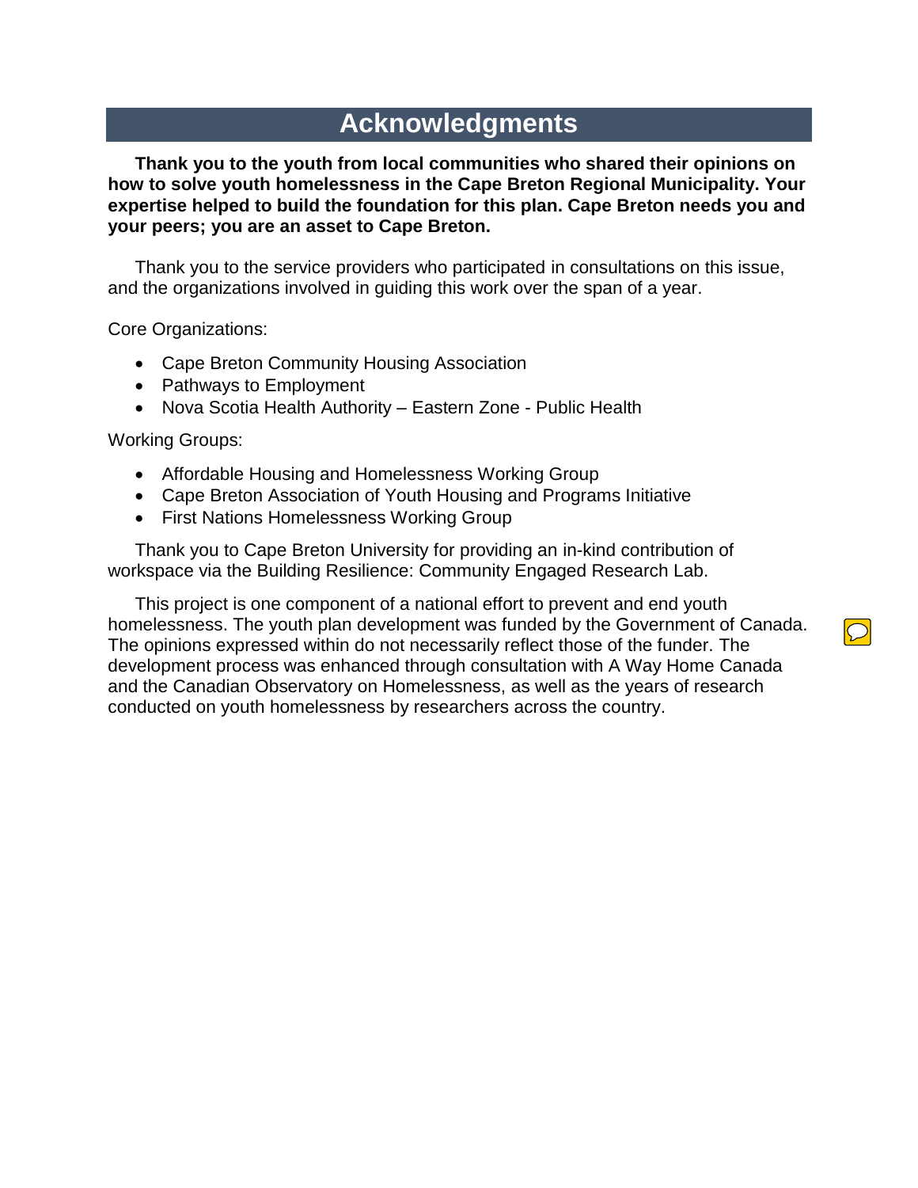# Acknowledgments

**Thank you to the youth from local communities who shared their opinions on how to solve youth homelessness in the Cape Breton Regional Municipality. Your expertise helped to build the foundation for this plan. Cape Breton needs you and your peers; you are an asset to Cape Breton.**

Thank you to the service providers who participated in consultations on this issue, and the organizations involved in guiding this work over the span of a year.

Core Organizations:

- Cape Breton Community Housing Association
- Pathways to Employment
- Nova Scotia Health Authority – Eastern Zone - Public Health

Working Groups:

- Affordable Housing and Homelessness Working Group
- Cape Breton Association of Youth Housing and Programs Initiative
- First Nations Homelessness Working Group

Thank you to Cape Breton University for providing an in-kind contribution of workspace via the Building Resilience: Community Engaged Research Lab.

This project is one component of a national effort to prevent and end youth homelessness. The youth plan development was funded by the Government of Canada. The opinions expressed within do not necessarily reflect those of the funder. The development process was enhanced through consultation with A Way Home Canada and the Canadian Observatory on Homelessness, as well as the years of research conducted on youth homelessness by researchers across the country.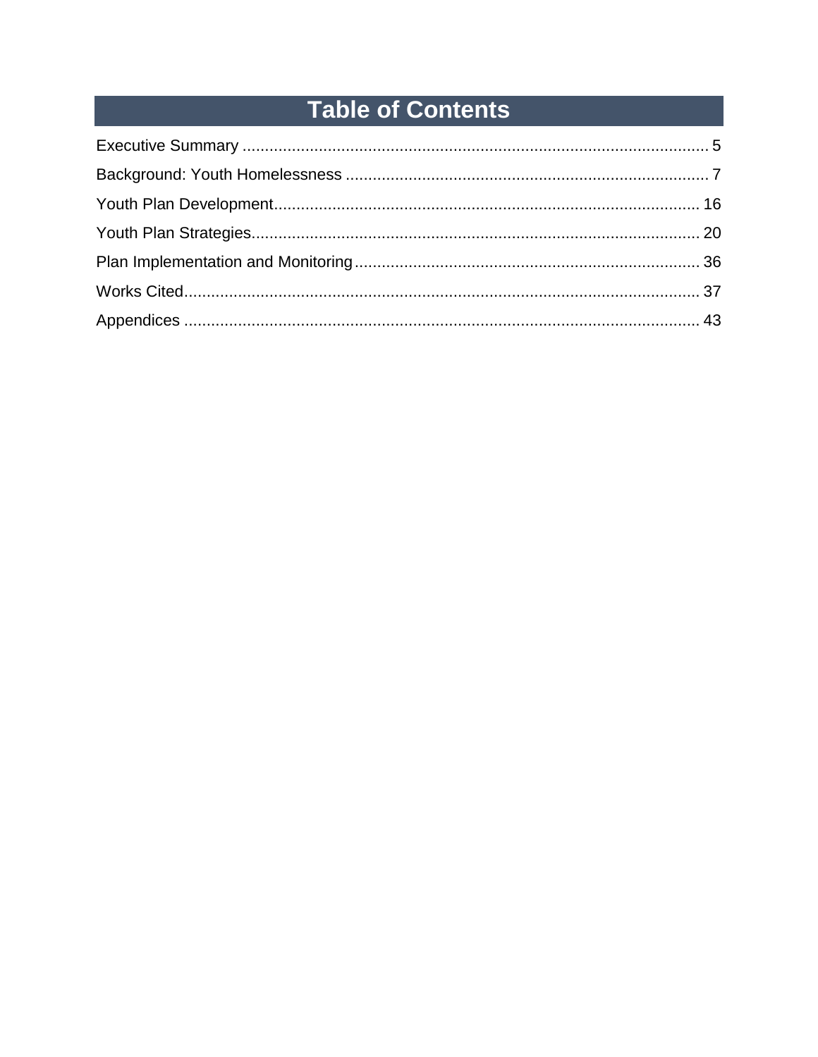# Table of Contents

Executive Summary ........................................................................................................ 5

Background: Youth Homelessness ................................................................................. 7

Youth Plan Development.............................................................................................. 16

Youth Plan Strategies................................................................................................... 20

Plan Implementation and Monitoring............................................................................ 36

Works Cited.................................................................................................................. 37

Appendices .................................................................................................................. 43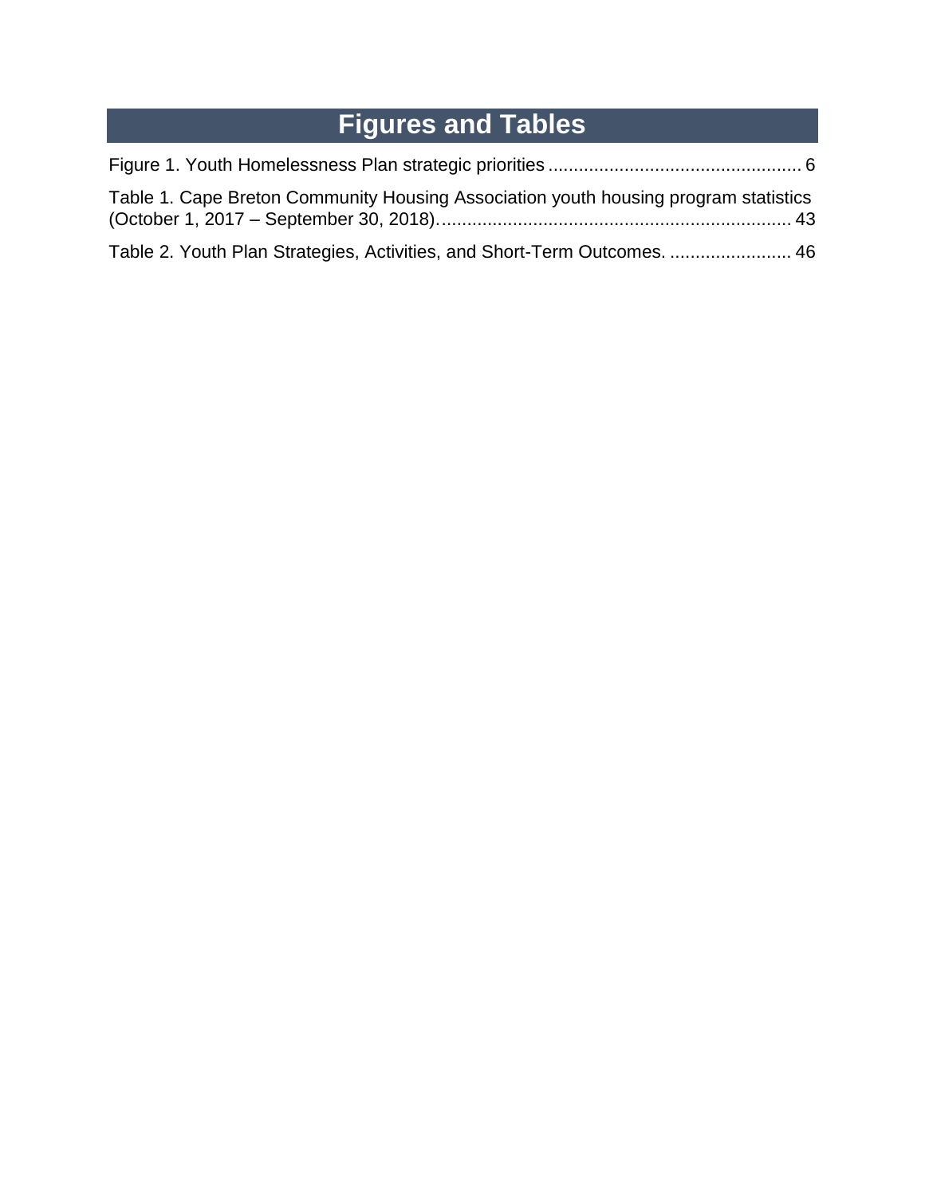# Figures and Tables

Figure 1. Youth Homelessness Plan strategic priorities .................................................. 6

Table 1. Cape Breton Community Housing Association youth housing program statistics (October 1, 2017 – September 30, 2018)..................................................................... 43

Table 2. Youth Plan Strategies, Activities, and Short-Term Outcomes. ........................ 46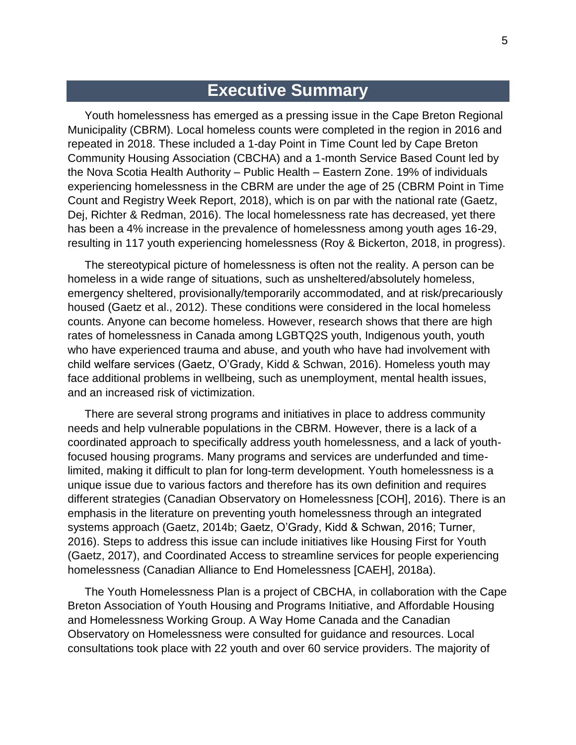# Executive Summary

Youth homelessness has emerged as a pressing issue in the Cape Breton Regional Municipality (CBRM). Local homeless counts were completed in the region in 2016 and repeated in 2018. These included a 1-day Point in Time Count led by Cape Breton Community Housing Association (CBCHA) and a 1-month Service Based Count led by the Nova Scotia Health Authority – Public Health – Eastern Zone. 19% of individuals experiencing homelessness in the CBRM are under the age of 25 (CBRM Point in Time Count and Registry Week Report, 2018), which is on par with the national rate (Gaetz, Dej, Richter & Redman, 2016). The local homelessness rate has decreased, yet there has been a 4% increase in the prevalence of homelessness among youth ages 16-29, resulting in 117 youth experiencing homelessness (Roy & Bickerton, 2018, in progress).

The stereotypical picture of homelessness is often not the reality. A person can be homeless in a wide range of situations, such as unsheltered/absolutely homeless, emergency sheltered, provisionally/temporarily accommodated, and at risk/precariously housed (Gaetz et al., 2012). These conditions were considered in the local homeless counts. Anyone can become homeless. However, research shows that there are high rates of homelessness in Canada among LGBTQ2S youth, Indigenous youth, youth who have experienced trauma and abuse, and youth who have had involvement with child welfare services (Gaetz, O'Grady, Kidd & Schwan, 2016). Homeless youth may face additional problems in wellbeing, such as unemployment, mental health issues, and an increased risk of victimization.

There are several strong programs and initiatives in place to address community needs and help vulnerable populations in the CBRM. However, there is a lack of a coordinated approach to specifically address youth homelessness, and a lack of youth-focused housing programs. Many programs and services are underfunded and time-limited, making it difficult to plan for long-term development. Youth homelessness is a unique issue due to various factors and therefore has its own definition and requires different strategies (Canadian Observatory on Homelessness [COH], 2016). There is an emphasis in the literature on preventing youth homelessness through an integrated systems approach (Gaetz, 2014b; Gaetz, O'Grady, Kidd & Schwan, 2016; Turner, 2016). Steps to address this issue can include initiatives like Housing First for Youth (Gaetz, 2017), and Coordinated Access to streamline services for people experiencing homelessness (Canadian Alliance to End Homelessness [CAEH], 2018a).

The Youth Homelessness Plan is a project of CBCHA, in collaboration with the Cape Breton Association of Youth Housing and Programs Initiative, and Affordable Housing and Homelessness Working Group. A Way Home Canada and the Canadian Observatory on Homelessness were consulted for guidance and resources. Local consultations took place with 22 youth and over 60 service providers. The majority of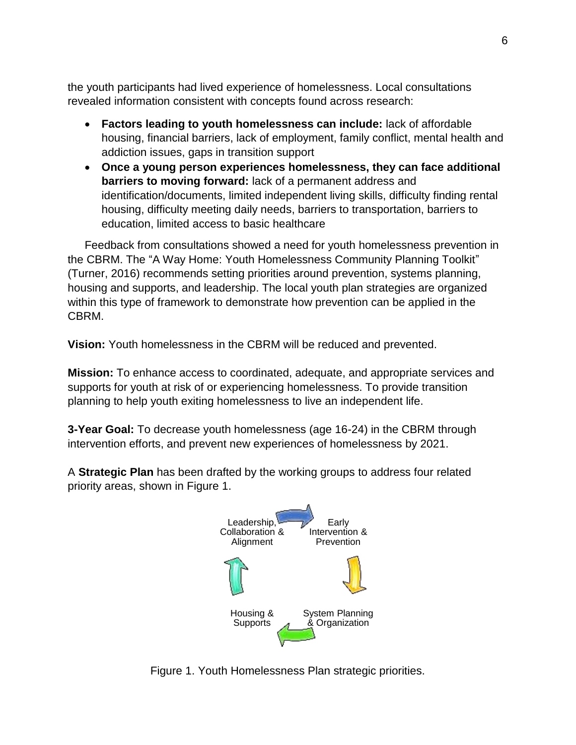the youth participants had lived experience of homelessness. Local consultations revealed information consistent with concepts found across research:

- **Factors leading to youth homelessness can include:** lack of affordable housing, financial barriers, lack of employment, family conflict, mental health and addiction issues, gaps in transition support
- **Once a young person experiences homelessness, they can face additional barriers to moving forward:** lack of a permanent address and identification/documents, limited independent living skills, difficulty finding rental housing, difficulty meeting daily needs, barriers to transportation, barriers to education, limited access to basic healthcare

Feedback from consultations showed a need for youth homelessness prevention in the CBRM. The "A Way Home: Youth Homelessness Community Planning Toolkit" (Turner, 2016) recommends setting priorities around prevention, systems planning, housing and supports, and leadership. The local youth plan strategies are organized within this type of framework to demonstrate how prevention can be applied in the CBRM.

**Vision:** Youth homelessness in the CBRM will be reduced and prevented.

**Mission:** To enhance access to coordinated, adequate, and appropriate services and supports for youth at risk of or experiencing homelessness. To provide transition planning to help youth exiting homelessness to live an independent life.

**3-Year Goal:** To decrease youth homelessness (age 16-24) in the CBRM through intervention efforts, and prevent new experiences of homelessness by 2021.

A **Strategic Plan** has been drafted by the working groups to address four related priority areas, shown in Figure 1.

Leadership, Collaboration & Alignment → Early Intervention & Prevention → System Planning & Organization → Housing & Supports → Leadership, Collaboration & Alignment

Figure 1. Youth Homelessness Plan strategic priorities.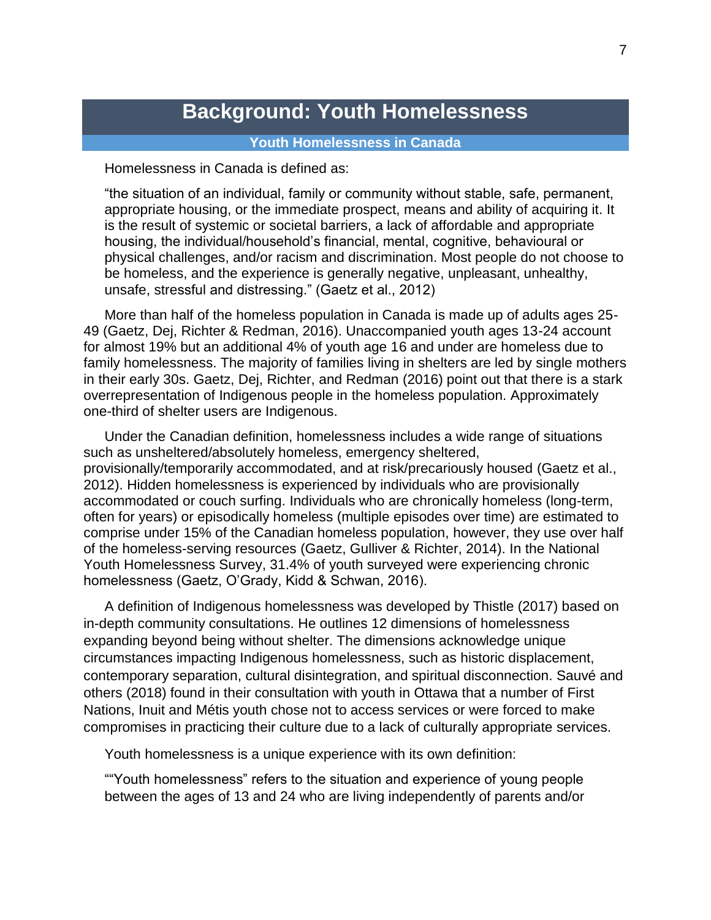# Background: Youth Homelessness

## Youth Homelessness in Canada

Homelessness in Canada is defined as:

> "the situation of an individual, family or community without stable, safe, permanent, appropriate housing, or the immediate prospect, means and ability of acquiring it. It is the result of systemic or societal barriers, a lack of affordable and appropriate housing, the individual/household's financial, mental, cognitive, behavioural or physical challenges, and/or racism and discrimination. Most people do not choose to be homeless, and the experience is generally negative, unpleasant, unhealthy, unsafe, stressful and distressing." (Gaetz et al., 2012)

More than half of the homeless population in Canada is made up of adults ages 25-49 (Gaetz, Dej, Richter & Redman, 2016). Unaccompanied youth ages 13-24 account for almost 19% but an additional 4% of youth age 16 and under are homeless due to family homelessness. The majority of families living in shelters are led by single mothers in their early 30s. Gaetz, Dej, Richter, and Redman (2016) point out that there is a stark overrepresentation of Indigenous people in the homeless population. Approximately one-third of shelter users are Indigenous.

Under the Canadian definition, homelessness includes a wide range of situations such as unsheltered/absolutely homeless, emergency sheltered, provisionally/temporarily accommodated, and at risk/precariously housed (Gaetz et al., 2012). Hidden homelessness is experienced by individuals who are provisionally accommodated or couch surfing. Individuals who are chronically homeless (long-term, often for years) or episodically homeless (multiple episodes over time) are estimated to comprise under 15% of the Canadian homeless population, however, they use over half of the homeless-serving resources (Gaetz, Gulliver & Richter, 2014). In the National Youth Homelessness Survey, 31.4% of youth surveyed were experiencing chronic homelessness (Gaetz, O'Grady, Kidd & Schwan, 2016).

A definition of Indigenous homelessness was developed by Thistle (2017) based on in-depth community consultations. He outlines 12 dimensions of homelessness expanding beyond being without shelter. The dimensions acknowledge unique circumstances impacting Indigenous homelessness, such as historic displacement, contemporary separation, cultural disintegration, and spiritual disconnection. Sauvé and others (2018) found in their consultation with youth in Ottawa that a number of First Nations, Inuit and Métis youth chose not to access services or were forced to make compromises in practicing their culture due to a lack of culturally appropriate services.

Youth homelessness is a unique experience with its own definition:

> ""Youth homelessness" refers to the situation and experience of young people between the ages of 13 and 24 who are living independently of parents and/or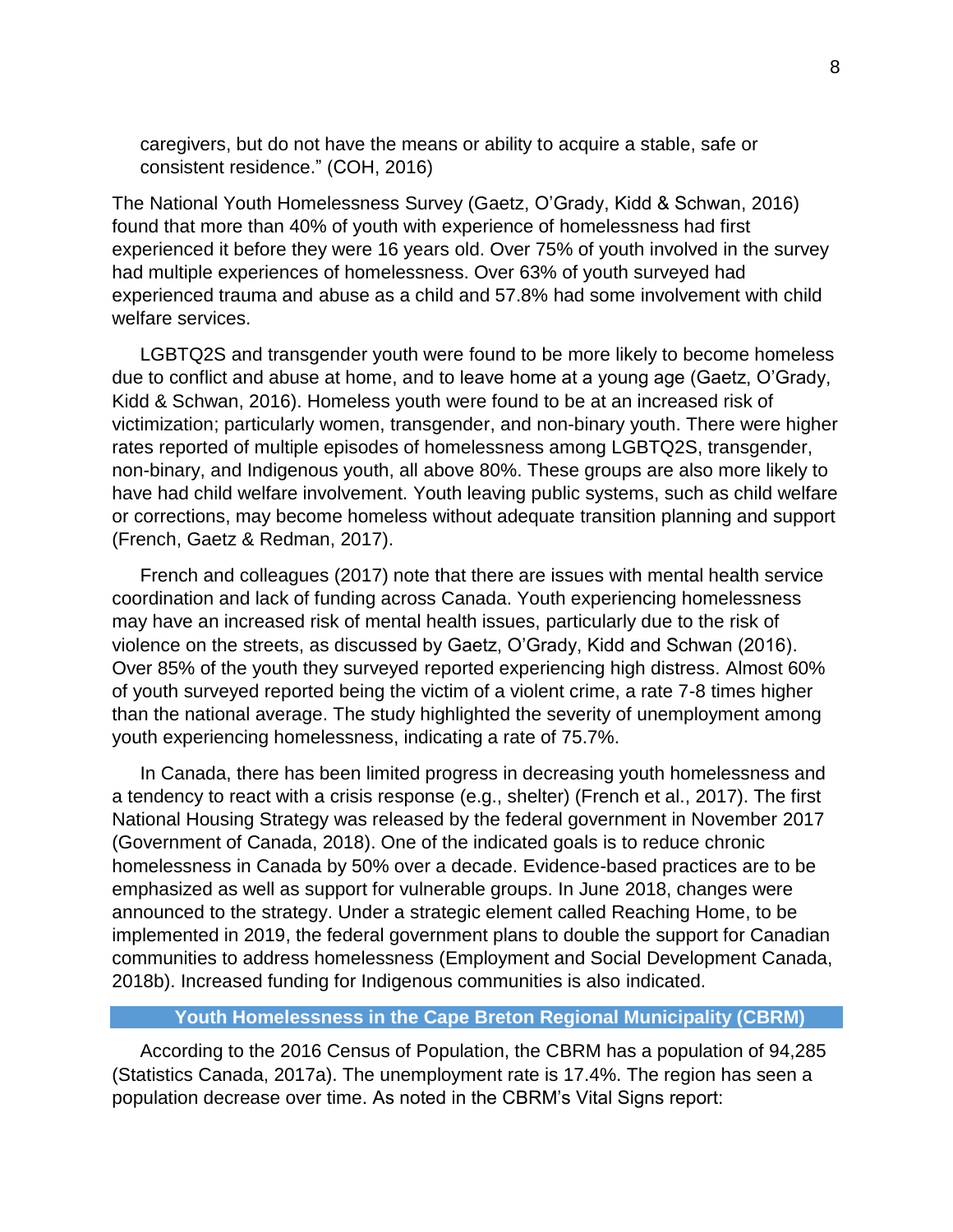caregivers, but do not have the means or ability to acquire a stable, safe or consistent residence." (COH, 2016)

The National Youth Homelessness Survey (Gaetz, O'Grady, Kidd & Schwan, 2016) found that more than 40% of youth with experience of homelessness had first experienced it before they were 16 years old. Over 75% of youth involved in the survey had multiple experiences of homelessness. Over 63% of youth surveyed had experienced trauma and abuse as a child and 57.8% had some involvement with child welfare services.

LGBTQ2S and transgender youth were found to be more likely to become homeless due to conflict and abuse at home, and to leave home at a young age (Gaetz, O'Grady, Kidd & Schwan, 2016). Homeless youth were found to be at an increased risk of victimization; particularly women, transgender, and non-binary youth. There were higher rates reported of multiple episodes of homelessness among LGBTQ2S, transgender, non-binary, and Indigenous youth, all above 80%. These groups are also more likely to have had child welfare involvement. Youth leaving public systems, such as child welfare or corrections, may become homeless without adequate transition planning and support (French, Gaetz & Redman, 2017).

French and colleagues (2017) note that there are issues with mental health service coordination and lack of funding across Canada. Youth experiencing homelessness may have an increased risk of mental health issues, particularly due to the risk of violence on the streets, as discussed by Gaetz, O'Grady, Kidd and Schwan (2016). Over 85% of the youth they surveyed reported experiencing high distress. Almost 60% of youth surveyed reported being the victim of a violent crime, a rate 7-8 times higher than the national average. The study highlighted the severity of unemployment among youth experiencing homelessness, indicating a rate of 75.7%.

In Canada, there has been limited progress in decreasing youth homelessness and a tendency to react with a crisis response (e.g., shelter) (French et al., 2017). The first National Housing Strategy was released by the federal government in November 2017 (Government of Canada, 2018). One of the indicated goals is to reduce chronic homelessness in Canada by 50% over a decade. Evidence-based practices are to be emphasized as well as support for vulnerable groups. In June 2018, changes were announced to the strategy. Under a strategic element called Reaching Home, to be implemented in 2019, the federal government plans to double the support for Canadian communities to address homelessness (Employment and Social Development Canada, 2018b). Increased funding for Indigenous communities is also indicated.

## Youth Homelessness in the Cape Breton Regional Municipality (CBRM)

According to the 2016 Census of Population, the CBRM has a population of 94,285 (Statistics Canada, 2017a). The unemployment rate is 17.4%. The region has seen a population decrease over time. As noted in the CBRM's Vital Signs report: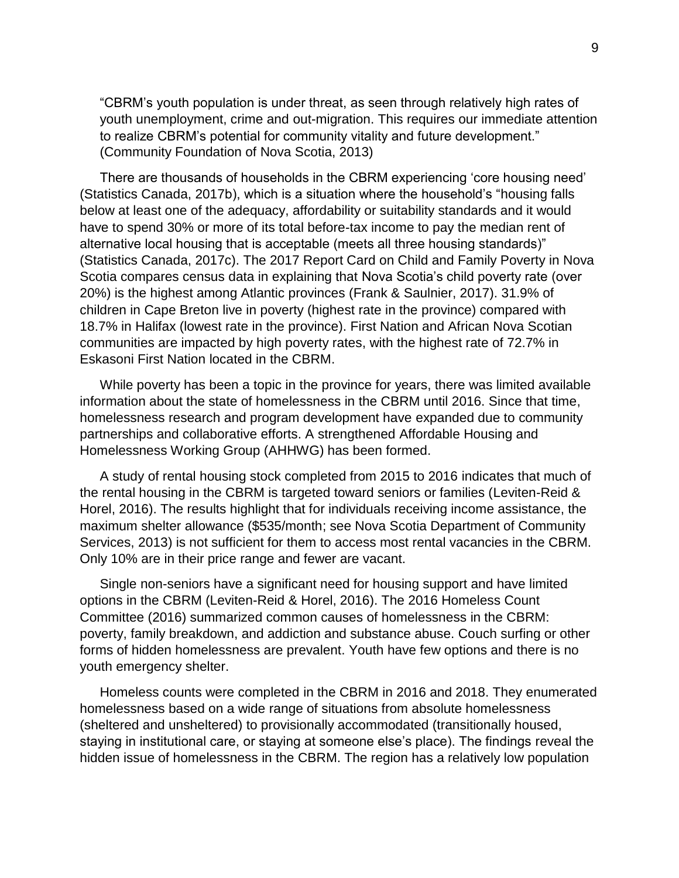> "CBRM's youth population is under threat, as seen through relatively high rates of youth unemployment, crime and out-migration. This requires our immediate attention to realize CBRM's potential for community vitality and future development." (Community Foundation of Nova Scotia, 2013)

There are thousands of households in the CBRM experiencing 'core housing need' (Statistics Canada, 2017b), which is a situation where the household's "housing falls below at least one of the adequacy, affordability or suitability standards and it would have to spend 30% or more of its total before-tax income to pay the median rent of alternative local housing that is acceptable (meets all three housing standards)" (Statistics Canada, 2017c). The 2017 Report Card on Child and Family Poverty in Nova Scotia compares census data in explaining that Nova Scotia's child poverty rate (over 20%) is the highest among Atlantic provinces (Frank & Saulnier, 2017). 31.9% of children in Cape Breton live in poverty (highest rate in the province) compared with 18.7% in Halifax (lowest rate in the province). First Nation and African Nova Scotian communities are impacted by high poverty rates, with the highest rate of 72.7% in Eskasoni First Nation located in the CBRM.

While poverty has been a topic in the province for years, there was limited available information about the state of homelessness in the CBRM until 2016. Since that time, homelessness research and program development have expanded due to community partnerships and collaborative efforts. A strengthened Affordable Housing and Homelessness Working Group (AHHWG) has been formed.

A study of rental housing stock completed from 2015 to 2016 indicates that much of the rental housing in the CBRM is targeted toward seniors or families (Leviten-Reid & Horel, 2016). The results highlight that for individuals receiving income assistance, the maximum shelter allowance ($535/month; see Nova Scotia Department of Community Services, 2013) is not sufficient for them to access most rental vacancies in the CBRM. Only 10% are in their price range and fewer are vacant.

Single non-seniors have a significant need for housing support and have limited options in the CBRM (Leviten-Reid & Horel, 2016). The 2016 Homeless Count Committee (2016) summarized common causes of homelessness in the CBRM: poverty, family breakdown, and addiction and substance abuse. Couch surfing or other forms of hidden homelessness are prevalent. Youth have few options and there is no youth emergency shelter.

Homeless counts were completed in the CBRM in 2016 and 2018. They enumerated homelessness based on a wide range of situations from absolute homelessness (sheltered and unsheltered) to provisionally accommodated (transitionally housed, staying in institutional care, or staying at someone else's place). The findings reveal the hidden issue of homelessness in the CBRM. The region has a relatively low population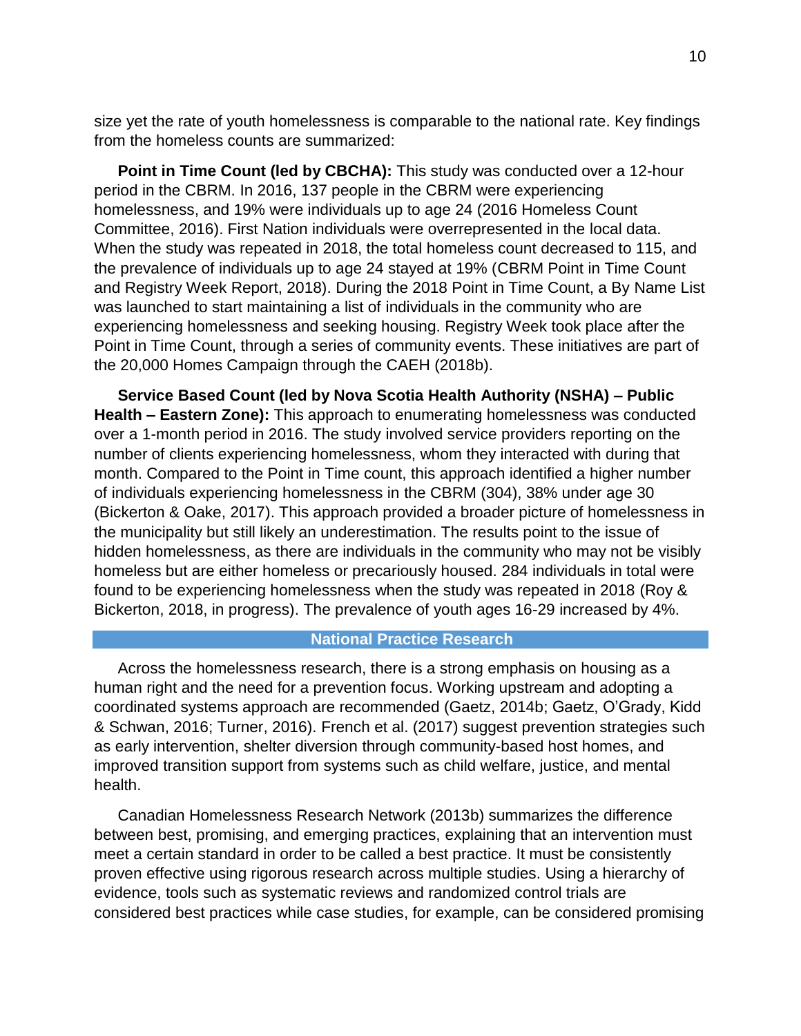size yet the rate of youth homelessness is comparable to the national rate. Key findings from the homeless counts are summarized:

**Point in Time Count (led by CBCHA):** This study was conducted over a 12-hour period in the CBRM. In 2016, 137 people in the CBRM were experiencing homelessness, and 19% were individuals up to age 24 (2016 Homeless Count Committee, 2016). First Nation individuals were overrepresented in the local data. When the study was repeated in 2018, the total homeless count decreased to 115, and the prevalence of individuals up to age 24 stayed at 19% (CBRM Point in Time Count and Registry Week Report, 2018). During the 2018 Point in Time Count, a By Name List was launched to start maintaining a list of individuals in the community who are experiencing homelessness and seeking housing. Registry Week took place after the Point in Time Count, through a series of community events. These initiatives are part of the 20,000 Homes Campaign through the CAEH (2018b).

**Service Based Count (led by Nova Scotia Health Authority (NSHA) – Public Health – Eastern Zone):** This approach to enumerating homelessness was conducted over a 1-month period in 2016. The study involved service providers reporting on the number of clients experiencing homelessness, whom they interacted with during that month. Compared to the Point in Time count, this approach identified a higher number of individuals experiencing homelessness in the CBRM (304), 38% under age 30 (Bickerton & Oake, 2017). This approach provided a broader picture of homelessness in the municipality but still likely an underestimation. The results point to the issue of hidden homelessness, as there are individuals in the community who may not be visibly homeless but are either homeless or precariously housed. 284 individuals in total were found to be experiencing homelessness when the study was repeated in 2018 (Roy & Bickerton, 2018, in progress). The prevalence of youth ages 16-29 increased by 4%.

## National Practice Research

Across the homelessness research, there is a strong emphasis on housing as a human right and the need for a prevention focus. Working upstream and adopting a coordinated systems approach are recommended (Gaetz, 2014b; Gaetz, O'Grady, Kidd & Schwan, 2016; Turner, 2016). French et al. (2017) suggest prevention strategies such as early intervention, shelter diversion through community-based host homes, and improved transition support from systems such as child welfare, justice, and mental health.

Canadian Homelessness Research Network (2013b) summarizes the difference between best, promising, and emerging practices, explaining that an intervention must meet a certain standard in order to be called a best practice. It must be consistently proven effective using rigorous research across multiple studies. Using a hierarchy of evidence, tools such as systematic reviews and randomized control trials are considered best practices while case studies, for example, can be considered promising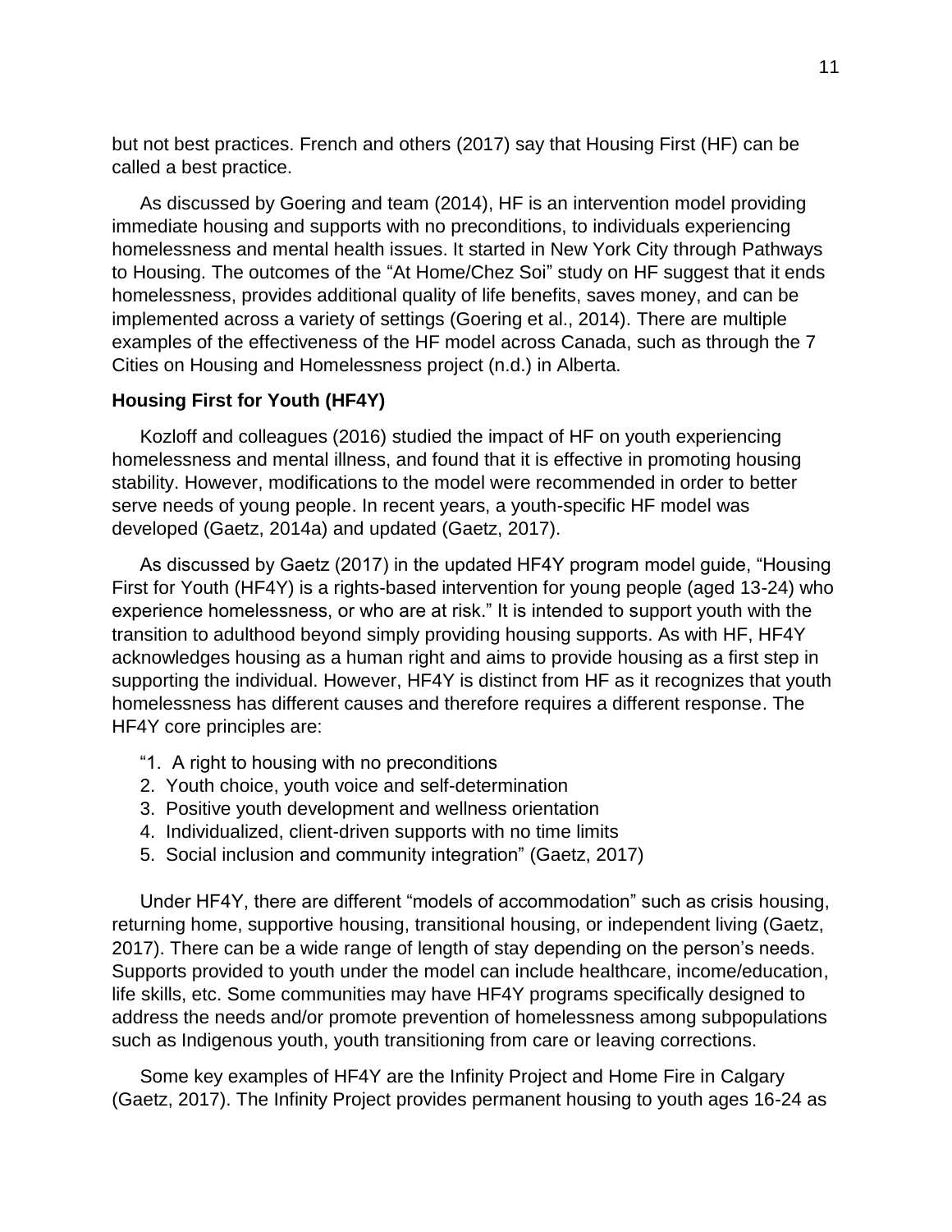but not best practices. French and others (2017) say that Housing First (HF) can be called a best practice.

As discussed by Goering and team (2014), HF is an intervention model providing immediate housing and supports with no preconditions, to individuals experiencing homelessness and mental health issues. It started in New York City through Pathways to Housing. The outcomes of the “At Home/Chez Soi” study on HF suggest that it ends homelessness, provides additional quality of life benefits, saves money, and can be implemented across a variety of settings (Goering et al., 2014). There are multiple examples of the effectiveness of the HF model across Canada, such as through the 7 Cities on Housing and Homelessness project (n.d.) in Alberta.

### Housing First for Youth (HF4Y)

Kozloff and colleagues (2016) studied the impact of HF on youth experiencing homelessness and mental illness, and found that it is effective in promoting housing stability. However, modifications to the model were recommended in order to better serve needs of young people. In recent years, a youth-specific HF model was developed (Gaetz, 2014a) and updated (Gaetz, 2017).

As discussed by Gaetz (2017) in the updated HF4Y program model guide, “Housing First for Youth (HF4Y) is a rights-based intervention for young people (aged 13-24) who experience homelessness, or who are at risk.” It is intended to support youth with the transition to adulthood beyond simply providing housing supports. As with HF, HF4Y acknowledges housing as a human right and aims to provide housing as a first step in supporting the individual. However, HF4Y is distinct from HF as it recognizes that youth homelessness has different causes and therefore requires a different response. The HF4Y core principles are:

“1. A right to housing with no preconditions
2. Youth choice, youth voice and self-determination
3. Positive youth development and wellness orientation
4. Individualized, client-driven supports with no time limits
5. Social inclusion and community integration” (Gaetz, 2017)

Under HF4Y, there are different “models of accommodation” such as crisis housing, returning home, supportive housing, transitional housing, or independent living (Gaetz, 2017). There can be a wide range of length of stay depending on the person’s needs. Supports provided to youth under the model can include healthcare, income/education, life skills, etc. Some communities may have HF4Y programs specifically designed to address the needs and/or promote prevention of homelessness among subpopulations such as Indigenous youth, youth transitioning from care or leaving corrections.

Some key examples of HF4Y are the Infinity Project and Home Fire in Calgary (Gaetz, 2017). The Infinity Project provides permanent housing to youth ages 16-24 as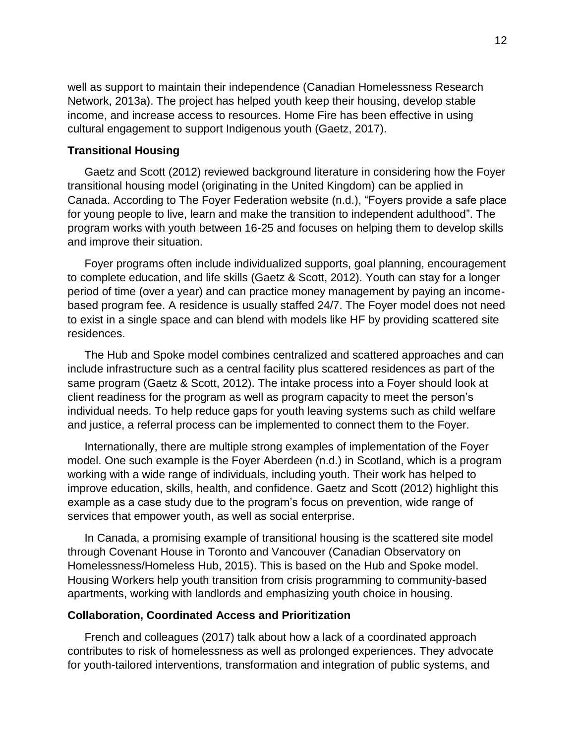well as support to maintain their independence (Canadian Homelessness Research Network, 2013a). The project has helped youth keep their housing, develop stable income, and increase access to resources. Home Fire has been effective in using cultural engagement to support Indigenous youth (Gaetz, 2017).

### Transitional Housing

Gaetz and Scott (2012) reviewed background literature in considering how the Foyer transitional housing model (originating in the United Kingdom) can be applied in Canada. According to The Foyer Federation website (n.d.), "Foyers provide a safe place for young people to live, learn and make the transition to independent adulthood". The program works with youth between 16-25 and focuses on helping them to develop skills and improve their situation.

Foyer programs often include individualized supports, goal planning, encouragement to complete education, and life skills (Gaetz & Scott, 2012). Youth can stay for a longer period of time (over a year) and can practice money management by paying an income-based program fee. A residence is usually staffed 24/7. The Foyer model does not need to exist in a single space and can blend with models like HF by providing scattered site residences.

The Hub and Spoke model combines centralized and scattered approaches and can include infrastructure such as a central facility plus scattered residences as part of the same program (Gaetz & Scott, 2012). The intake process into a Foyer should look at client readiness for the program as well as program capacity to meet the person's individual needs. To help reduce gaps for youth leaving systems such as child welfare and justice, a referral process can be implemented to connect them to the Foyer.

Internationally, there are multiple strong examples of implementation of the Foyer model. One such example is the Foyer Aberdeen (n.d.) in Scotland, which is a program working with a wide range of individuals, including youth. Their work has helped to improve education, skills, health, and confidence. Gaetz and Scott (2012) highlight this example as a case study due to the program's focus on prevention, wide range of services that empower youth, as well as social enterprise.

In Canada, a promising example of transitional housing is the scattered site model through Covenant House in Toronto and Vancouver (Canadian Observatory on Homelessness/Homeless Hub, 2015). This is based on the Hub and Spoke model. Housing Workers help youth transition from crisis programming to community-based apartments, working with landlords and emphasizing youth choice in housing.

### Collaboration, Coordinated Access and Prioritization

French and colleagues (2017) talk about how a lack of a coordinated approach contributes to risk of homelessness as well as prolonged experiences. They advocate for youth-tailored interventions, transformation and integration of public systems, and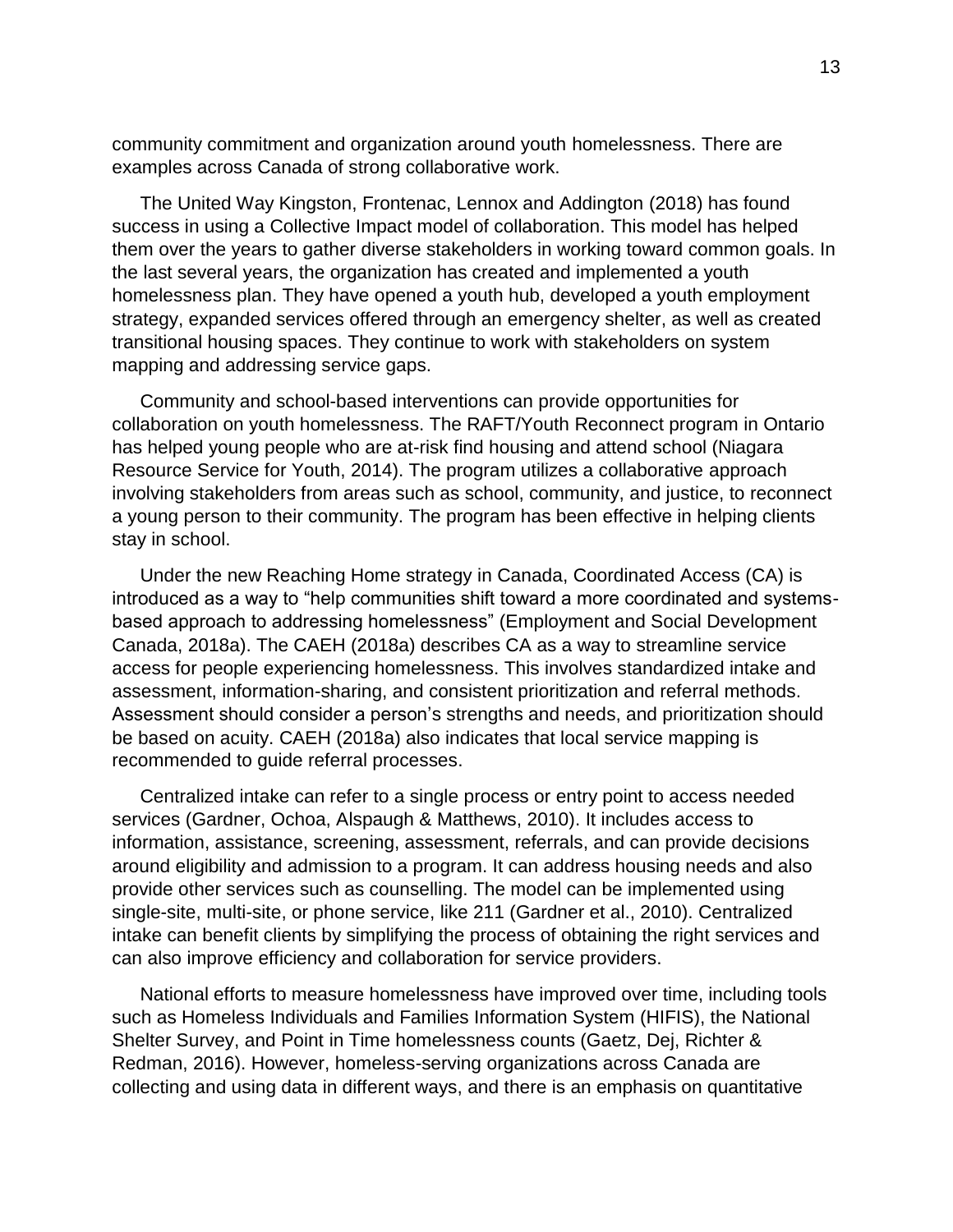community commitment and organization around youth homelessness. There are examples across Canada of strong collaborative work.

The United Way Kingston, Frontenac, Lennox and Addington (2018) has found success in using a Collective Impact model of collaboration. This model has helped them over the years to gather diverse stakeholders in working toward common goals. In the last several years, the organization has created and implemented a youth homelessness plan. They have opened a youth hub, developed a youth employment strategy, expanded services offered through an emergency shelter, as well as created transitional housing spaces. They continue to work with stakeholders on system mapping and addressing service gaps.

Community and school-based interventions can provide opportunities for collaboration on youth homelessness. The RAFT/Youth Reconnect program in Ontario has helped young people who are at-risk find housing and attend school (Niagara Resource Service for Youth, 2014). The program utilizes a collaborative approach involving stakeholders from areas such as school, community, and justice, to reconnect a young person to their community. The program has been effective in helping clients stay in school.

Under the new Reaching Home strategy in Canada, Coordinated Access (CA) is introduced as a way to "help communities shift toward a more coordinated and systems-based approach to addressing homelessness" (Employment and Social Development Canada, 2018a). The CAEH (2018a) describes CA as a way to streamline service access for people experiencing homelessness. This involves standardized intake and assessment, information-sharing, and consistent prioritization and referral methods. Assessment should consider a person's strengths and needs, and prioritization should be based on acuity. CAEH (2018a) also indicates that local service mapping is recommended to guide referral processes.

Centralized intake can refer to a single process or entry point to access needed services (Gardner, Ochoa, Alspaugh & Matthews, 2010). It includes access to information, assistance, screening, assessment, referrals, and can provide decisions around eligibility and admission to a program. It can address housing needs and also provide other services such as counselling. The model can be implemented using single-site, multi-site, or phone service, like 211 (Gardner et al., 2010). Centralized intake can benefit clients by simplifying the process of obtaining the right services and can also improve efficiency and collaboration for service providers.

National efforts to measure homelessness have improved over time, including tools such as Homeless Individuals and Families Information System (HIFIS), the National Shelter Survey, and Point in Time homelessness counts (Gaetz, Dej, Richter & Redman, 2016). However, homeless-serving organizations across Canada are collecting and using data in different ways, and there is an emphasis on quantitative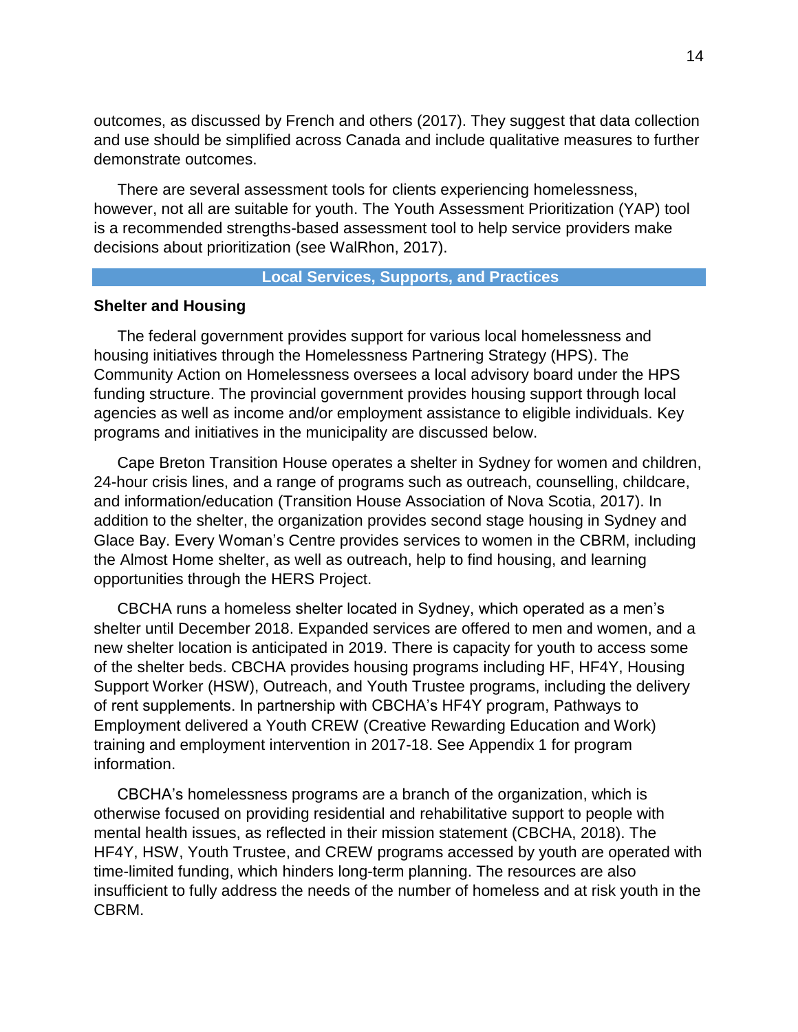outcomes, as discussed by French and others (2017). They suggest that data collection and use should be simplified across Canada and include qualitative measures to further demonstrate outcomes.

There are several assessment tools for clients experiencing homelessness, however, not all are suitable for youth. The Youth Assessment Prioritization (YAP) tool is a recommended strengths-based assessment tool to help service providers make decisions about prioritization (see WalRhon, 2017).

## Local Services, Supports, and Practices

### Shelter and Housing

The federal government provides support for various local homelessness and housing initiatives through the Homelessness Partnering Strategy (HPS). The Community Action on Homelessness oversees a local advisory board under the HPS funding structure. The provincial government provides housing support through local agencies as well as income and/or employment assistance to eligible individuals. Key programs and initiatives in the municipality are discussed below.

Cape Breton Transition House operates a shelter in Sydney for women and children, 24-hour crisis lines, and a range of programs such as outreach, counselling, childcare, and information/education (Transition House Association of Nova Scotia, 2017). In addition to the shelter, the organization provides second stage housing in Sydney and Glace Bay. Every Woman's Centre provides services to women in the CBRM, including the Almost Home shelter, as well as outreach, help to find housing, and learning opportunities through the HERS Project.

CBCHA runs a homeless shelter located in Sydney, which operated as a men's shelter until December 2018. Expanded services are offered to men and women, and a new shelter location is anticipated in 2019. There is capacity for youth to access some of the shelter beds. CBCHA provides housing programs including HF, HF4Y, Housing Support Worker (HSW), Outreach, and Youth Trustee programs, including the delivery of rent supplements. In partnership with CBCHA's HF4Y program, Pathways to Employment delivered a Youth CREW (Creative Rewarding Education and Work) training and employment intervention in 2017-18. See Appendix 1 for program information.

CBCHA's homelessness programs are a branch of the organization, which is otherwise focused on providing residential and rehabilitative support to people with mental health issues, as reflected in their mission statement (CBCHA, 2018). The HF4Y, HSW, Youth Trustee, and CREW programs accessed by youth are operated with time-limited funding, which hinders long-term planning. The resources are also insufficient to fully address the needs of the number of homeless and at risk youth in the CBRM.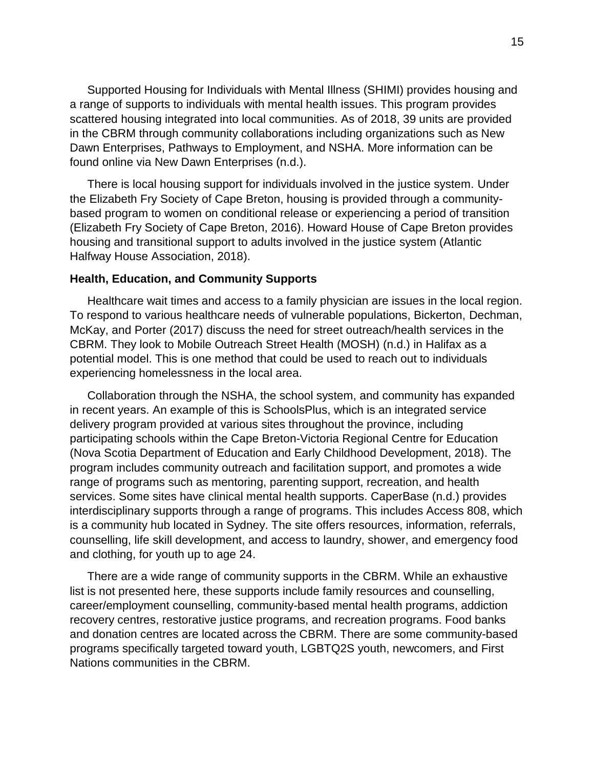Supported Housing for Individuals with Mental Illness (SHIMI) provides housing and a range of supports to individuals with mental health issues. This program provides scattered housing integrated into local communities. As of 2018, 39 units are provided in the CBRM through community collaborations including organizations such as New Dawn Enterprises, Pathways to Employment, and NSHA. More information can be found online via New Dawn Enterprises (n.d.).

There is local housing support for individuals involved in the justice system. Under the Elizabeth Fry Society of Cape Breton, housing is provided through a community-based program to women on conditional release or experiencing a period of transition (Elizabeth Fry Society of Cape Breton, 2016). Howard House of Cape Breton provides housing and transitional support to adults involved in the justice system (Atlantic Halfway House Association, 2018).

**Health, Education, and Community Supports**

Healthcare wait times and access to a family physician are issues in the local region. To respond to various healthcare needs of vulnerable populations, Bickerton, Dechman, McKay, and Porter (2017) discuss the need for street outreach/health services in the CBRM. They look to Mobile Outreach Street Health (MOSH) (n.d.) in Halifax as a potential model. This is one method that could be used to reach out to individuals experiencing homelessness in the local area.

Collaboration through the NSHA, the school system, and community has expanded in recent years. An example of this is SchoolsPlus, which is an integrated service delivery program provided at various sites throughout the province, including participating schools within the Cape Breton-Victoria Regional Centre for Education (Nova Scotia Department of Education and Early Childhood Development, 2018). The program includes community outreach and facilitation support, and promotes a wide range of programs such as mentoring, parenting support, recreation, and health services. Some sites have clinical mental health supports. CaperBase (n.d.) provides interdisciplinary supports through a range of programs. This includes Access 808, which is a community hub located in Sydney. The site offers resources, information, referrals, counselling, life skill development, and access to laundry, shower, and emergency food and clothing, for youth up to age 24.

There are a wide range of community supports in the CBRM. While an exhaustive list is not presented here, these supports include family resources and counselling, career/employment counselling, community-based mental health programs, addiction recovery centres, restorative justice programs, and recreation programs. Food banks and donation centres are located across the CBRM. There are some community-based programs specifically targeted toward youth, LGBTQ2S youth, newcomers, and First Nations communities in the CBRM.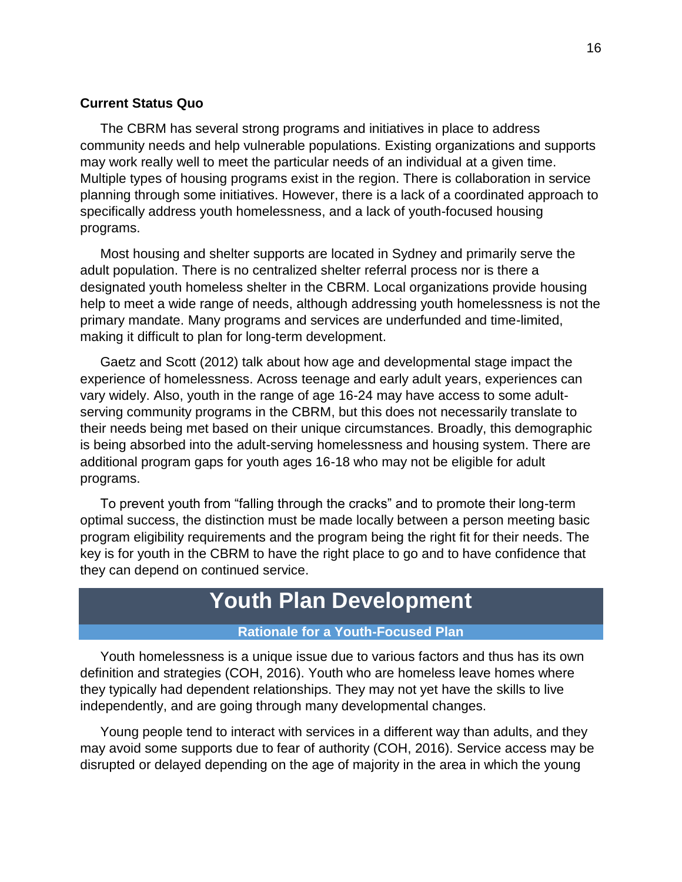**Current Status Quo**

The CBRM has several strong programs and initiatives in place to address community needs and help vulnerable populations. Existing organizations and supports may work really well to meet the particular needs of an individual at a given time. Multiple types of housing programs exist in the region. There is collaboration in service planning through some initiatives. However, there is a lack of a coordinated approach to specifically address youth homelessness, and a lack of youth-focused housing programs.

Most housing and shelter supports are located in Sydney and primarily serve the adult population. There is no centralized shelter referral process nor is there a designated youth homeless shelter in the CBRM. Local organizations provide housing help to meet a wide range of needs, although addressing youth homelessness is not the primary mandate. Many programs and services are underfunded and time-limited, making it difficult to plan for long-term development.

Gaetz and Scott (2012) talk about how age and developmental stage impact the experience of homelessness. Across teenage and early adult years, experiences can vary widely. Also, youth in the range of age 16-24 may have access to some adult-serving community programs in the CBRM, but this does not necessarily translate to their needs being met based on their unique circumstances. Broadly, this demographic is being absorbed into the adult-serving homelessness and housing system. There are additional program gaps for youth ages 16-18 who may not be eligible for adult programs.

To prevent youth from "falling through the cracks" and to promote their long-term optimal success, the distinction must be made locally between a person meeting basic program eligibility requirements and the program being the right fit for their needs. The key is for youth in the CBRM to have the right place to go and to have confidence that they can depend on continued service.

# Youth Plan Development

### Rationale for a Youth-Focused Plan

Youth homelessness is a unique issue due to various factors and thus has its own definition and strategies (COH, 2016). Youth who are homeless leave homes where they typically had dependent relationships. They may not yet have the skills to live independently, and are going through many developmental changes.

Young people tend to interact with services in a different way than adults, and they may avoid some supports due to fear of authority (COH, 2016). Service access may be disrupted or delayed depending on the age of majority in the area in which the young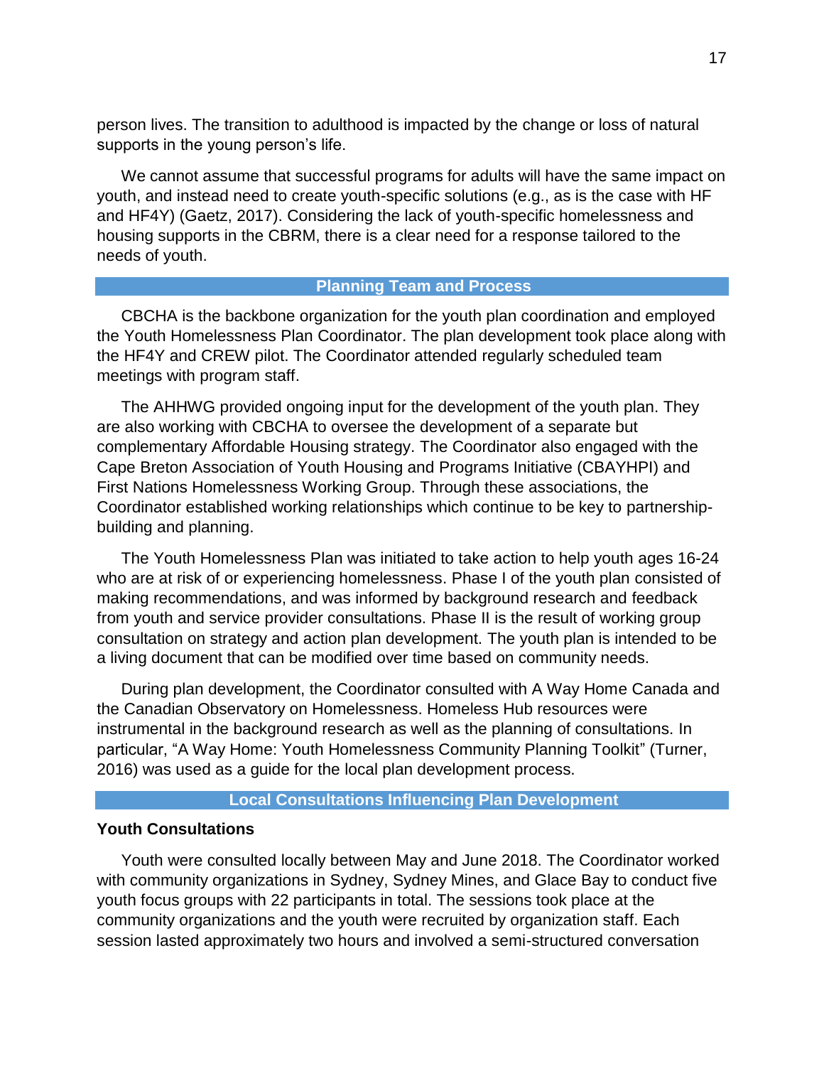person lives. The transition to adulthood is impacted by the change or loss of natural supports in the young person's life.

We cannot assume that successful programs for adults will have the same impact on youth, and instead need to create youth-specific solutions (e.g., as is the case with HF and HF4Y) (Gaetz, 2017). Considering the lack of youth-specific homelessness and housing supports in the CBRM, there is a clear need for a response tailored to the needs of youth.

## Planning Team and Process

CBCHA is the backbone organization for the youth plan coordination and employed the Youth Homelessness Plan Coordinator. The plan development took place along with the HF4Y and CREW pilot. The Coordinator attended regularly scheduled team meetings with program staff.

The AHHWG provided ongoing input for the development of the youth plan. They are also working with CBCHA to oversee the development of a separate but complementary Affordable Housing strategy. The Coordinator also engaged with the Cape Breton Association of Youth Housing and Programs Initiative (CBAYHPI) and First Nations Homelessness Working Group. Through these associations, the Coordinator established working relationships which continue to be key to partnership-building and planning.

The Youth Homelessness Plan was initiated to take action to help youth ages 16-24 who are at risk of or experiencing homelessness. Phase I of the youth plan consisted of making recommendations, and was informed by background research and feedback from youth and service provider consultations. Phase II is the result of working group consultation on strategy and action plan development. The youth plan is intended to be a living document that can be modified over time based on community needs.

During plan development, the Coordinator consulted with A Way Home Canada and the Canadian Observatory on Homelessness. Homeless Hub resources were instrumental in the background research as well as the planning of consultations. In particular, "A Way Home: Youth Homelessness Community Planning Toolkit" (Turner, 2016) was used as a guide for the local plan development process.

## Local Consultations Influencing Plan Development

### Youth Consultations

Youth were consulted locally between May and June 2018. The Coordinator worked with community organizations in Sydney, Sydney Mines, and Glace Bay to conduct five youth focus groups with 22 participants in total. The sessions took place at the community organizations and the youth were recruited by organization staff. Each session lasted approximately two hours and involved a semi-structured conversation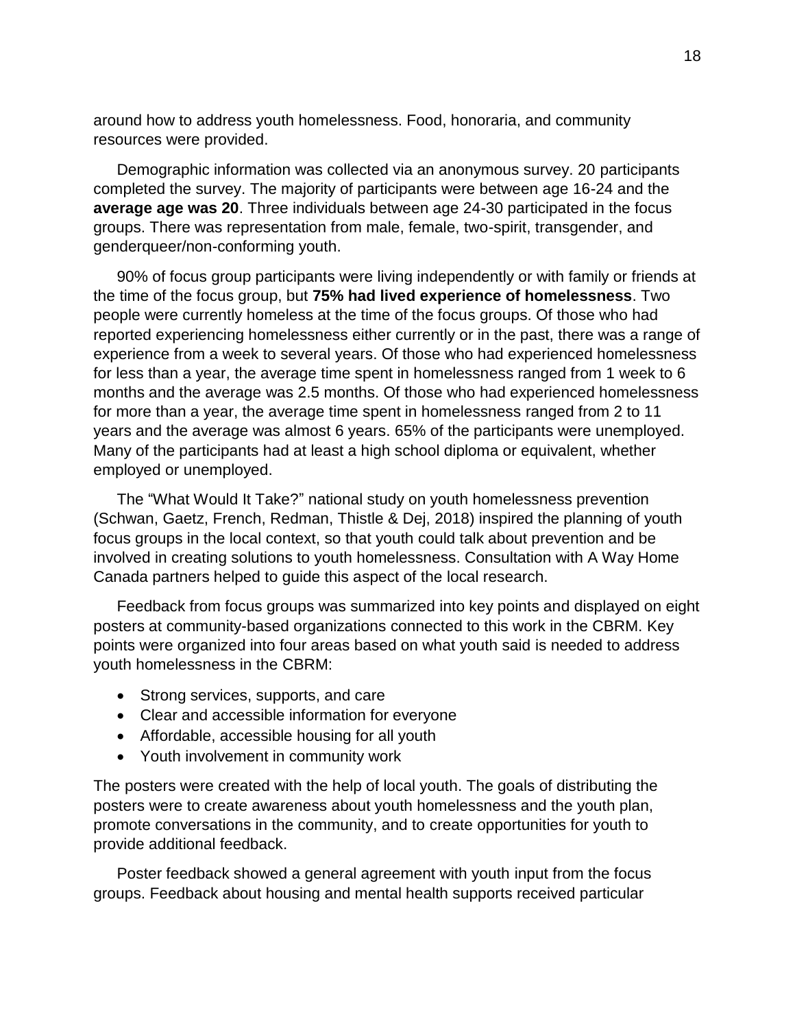around how to address youth homelessness. Food, honoraria, and community resources were provided.

Demographic information was collected via an anonymous survey. 20 participants completed the survey. The majority of participants were between age 16-24 and the **average age was 20**. Three individuals between age 24-30 participated in the focus groups. There was representation from male, female, two-spirit, transgender, and genderqueer/non-conforming youth.

90% of focus group participants were living independently or with family or friends at the time of the focus group, but **75% had lived experience of homelessness**. Two people were currently homeless at the time of the focus groups. Of those who had reported experiencing homelessness either currently or in the past, there was a range of experience from a week to several years. Of those who had experienced homelessness for less than a year, the average time spent in homelessness ranged from 1 week to 6 months and the average was 2.5 months. Of those who had experienced homelessness for more than a year, the average time spent in homelessness ranged from 2 to 11 years and the average was almost 6 years. 65% of the participants were unemployed. Many of the participants had at least a high school diploma or equivalent, whether employed or unemployed.

The "What Would It Take?" national study on youth homelessness prevention (Schwan, Gaetz, French, Redman, Thistle & Dej, 2018) inspired the planning of youth focus groups in the local context, so that youth could talk about prevention and be involved in creating solutions to youth homelessness. Consultation with A Way Home Canada partners helped to guide this aspect of the local research.

Feedback from focus groups was summarized into key points and displayed on eight posters at community-based organizations connected to this work in the CBRM. Key points were organized into four areas based on what youth said is needed to address youth homelessness in the CBRM:

- Strong services, supports, and care
- Clear and accessible information for everyone
- Affordable, accessible housing for all youth
- Youth involvement in community work

The posters were created with the help of local youth. The goals of distributing the posters were to create awareness about youth homelessness and the youth plan, promote conversations in the community, and to create opportunities for youth to provide additional feedback.

Poster feedback showed a general agreement with youth input from the focus groups. Feedback about housing and mental health supports received particular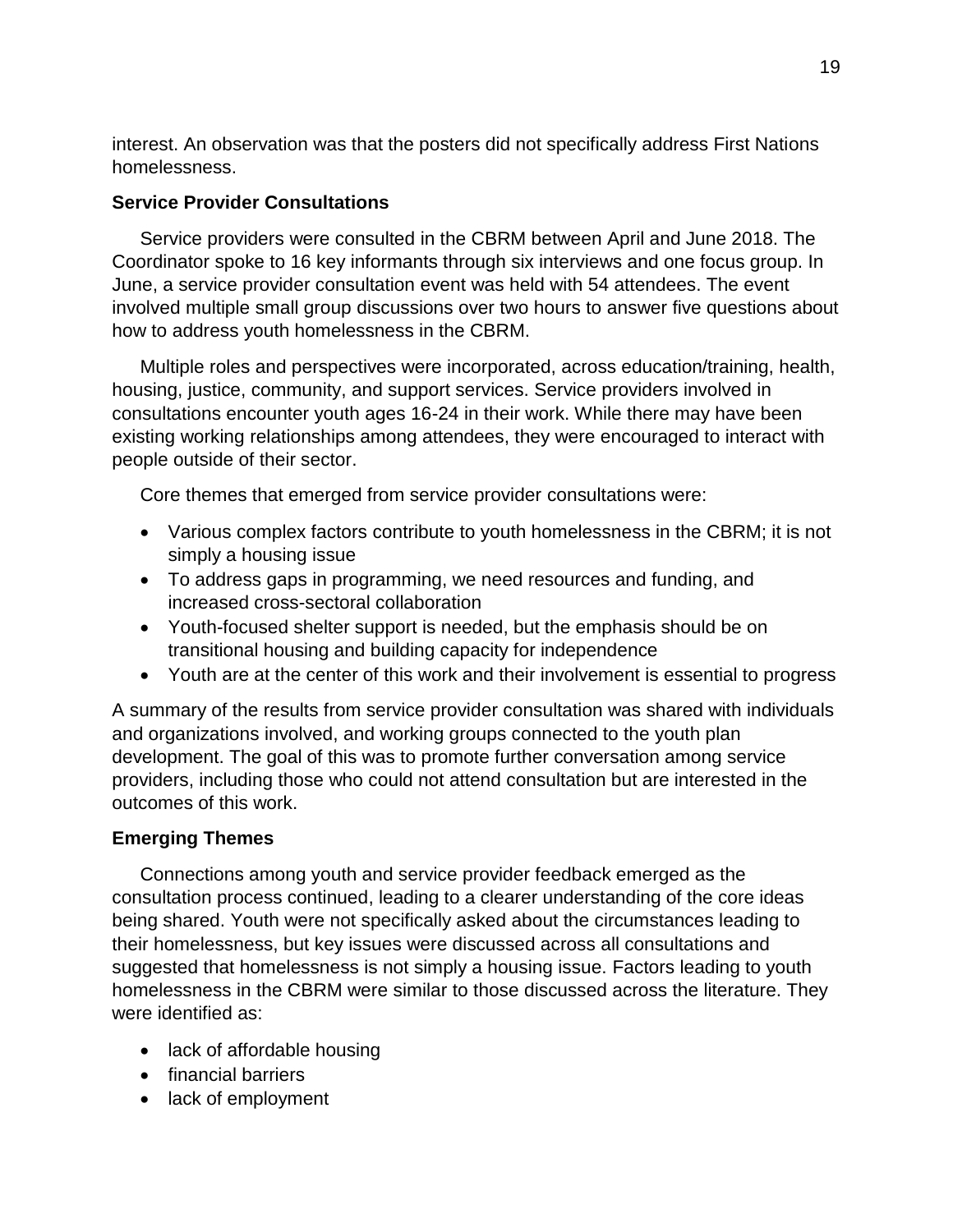interest. An observation was that the posters did not specifically address First Nations homelessness.

### Service Provider Consultations

Service providers were consulted in the CBRM between April and June 2018. The Coordinator spoke to 16 key informants through six interviews and one focus group. In June, a service provider consultation event was held with 54 attendees. The event involved multiple small group discussions over two hours to answer five questions about how to address youth homelessness in the CBRM.

Multiple roles and perspectives were incorporated, across education/training, health, housing, justice, community, and support services. Service providers involved in consultations encounter youth ages 16-24 in their work. While there may have been existing working relationships among attendees, they were encouraged to interact with people outside of their sector.

Core themes that emerged from service provider consultations were:

- Various complex factors contribute to youth homelessness in the CBRM; it is not simply a housing issue
- To address gaps in programming, we need resources and funding, and increased cross-sectoral collaboration
- Youth-focused shelter support is needed, but the emphasis should be on transitional housing and building capacity for independence
- Youth are at the center of this work and their involvement is essential to progress

A summary of the results from service provider consultation was shared with individuals and organizations involved, and working groups connected to the youth plan development. The goal of this was to promote further conversation among service providers, including those who could not attend consultation but are interested in the outcomes of this work.

### Emerging Themes

Connections among youth and service provider feedback emerged as the consultation process continued, leading to a clearer understanding of the core ideas being shared. Youth were not specifically asked about the circumstances leading to their homelessness, but key issues were discussed across all consultations and suggested that homelessness is not simply a housing issue. Factors leading to youth homelessness in the CBRM were similar to those discussed across the literature. They were identified as:

- lack of affordable housing
- financial barriers
- lack of employment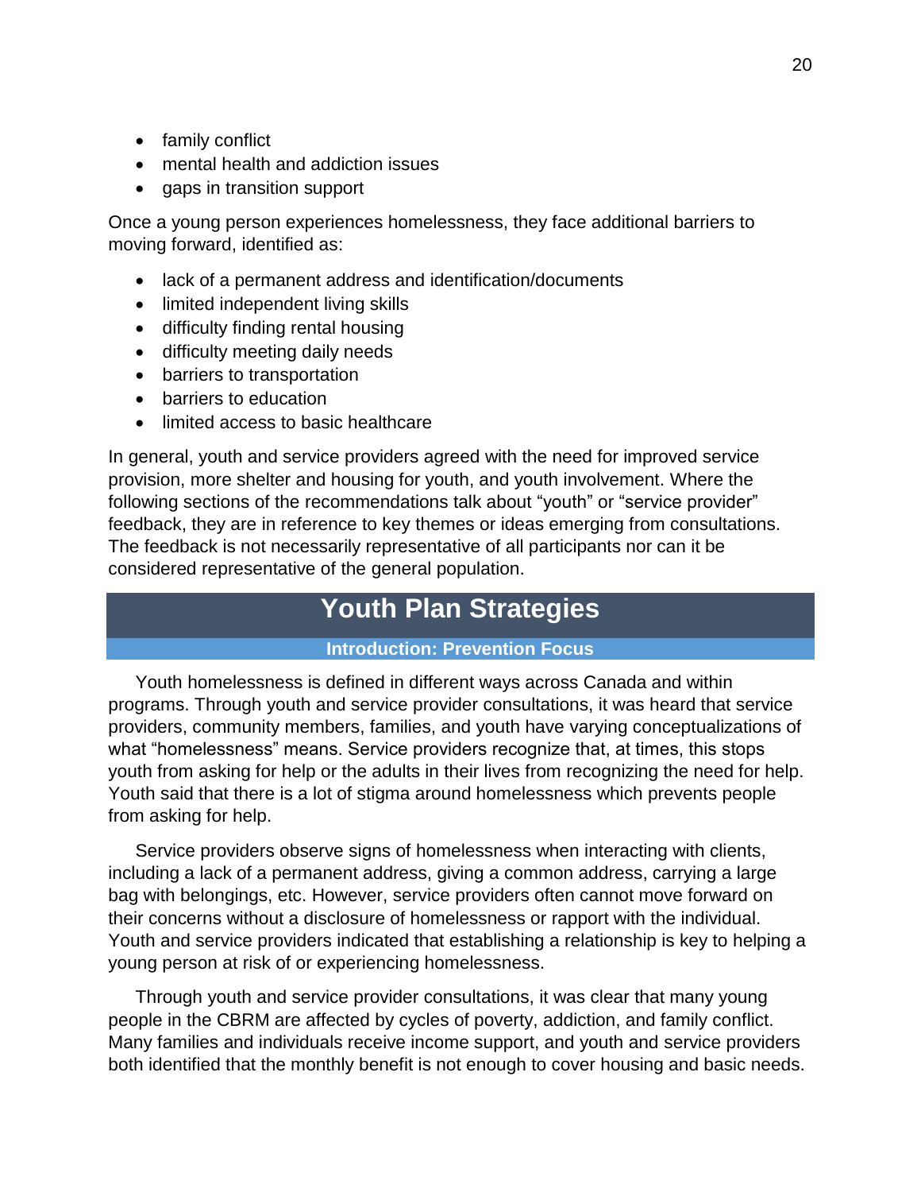- family conflict
- mental health and addiction issues
- gaps in transition support

Once a young person experiences homelessness, they face additional barriers to moving forward, identified as:

- lack of a permanent address and identification/documents
- limited independent living skills
- difficulty finding rental housing
- difficulty meeting daily needs
- barriers to transportation
- barriers to education
- limited access to basic healthcare

In general, youth and service providers agreed with the need for improved service provision, more shelter and housing for youth, and youth involvement. Where the following sections of the recommendations talk about "youth" or "service provider" feedback, they are in reference to key themes or ideas emerging from consultations. The feedback is not necessarily representative of all participants nor can it be considered representative of the general population.

# Youth Plan Strategies

## Introduction: Prevention Focus

Youth homelessness is defined in different ways across Canada and within programs. Through youth and service provider consultations, it was heard that service providers, community members, families, and youth have varying conceptualizations of what "homelessness" means. Service providers recognize that, at times, this stops youth from asking for help or the adults in their lives from recognizing the need for help. Youth said that there is a lot of stigma around homelessness which prevents people from asking for help.

Service providers observe signs of homelessness when interacting with clients, including a lack of a permanent address, giving a common address, carrying a large bag with belongings, etc. However, service providers often cannot move forward on their concerns without a disclosure of homelessness or rapport with the individual. Youth and service providers indicated that establishing a relationship is key to helping a young person at risk of or experiencing homelessness.

Through youth and service provider consultations, it was clear that many young people in the CBRM are affected by cycles of poverty, addiction, and family conflict. Many families and individuals receive income support, and youth and service providers both identified that the monthly benefit is not enough to cover housing and basic needs.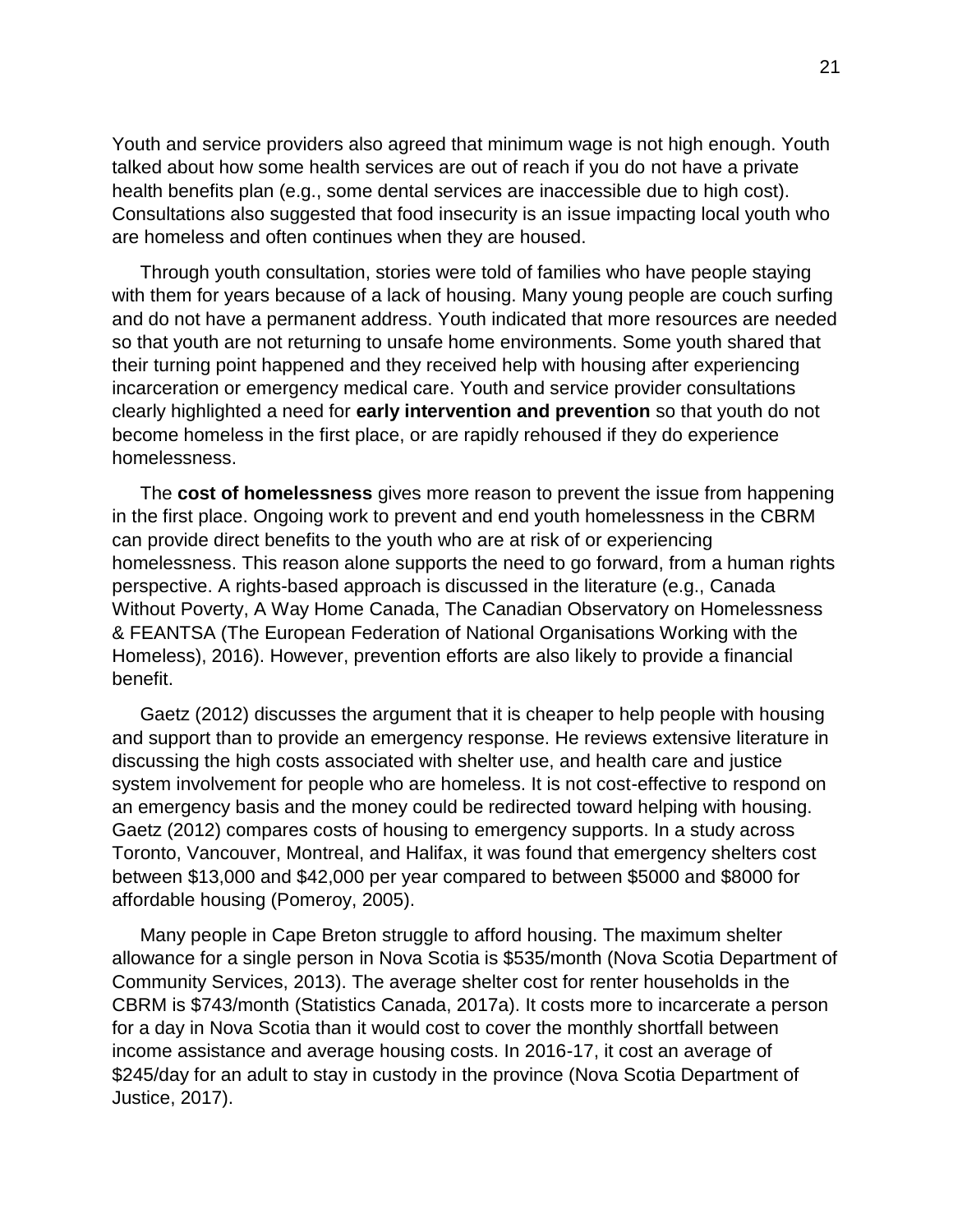Youth and service providers also agreed that minimum wage is not high enough. Youth talked about how some health services are out of reach if you do not have a private health benefits plan (e.g., some dental services are inaccessible due to high cost). Consultations also suggested that food insecurity is an issue impacting local youth who are homeless and often continues when they are housed.

Through youth consultation, stories were told of families who have people staying with them for years because of a lack of housing. Many young people are couch surfing and do not have a permanent address. Youth indicated that more resources are needed so that youth are not returning to unsafe home environments. Some youth shared that their turning point happened and they received help with housing after experiencing incarceration or emergency medical care. Youth and service provider consultations clearly highlighted a need for **early intervention and prevention** so that youth do not become homeless in the first place, or are rapidly rehoused if they do experience homelessness.

The **cost of homelessness** gives more reason to prevent the issue from happening in the first place. Ongoing work to prevent and end youth homelessness in the CBRM can provide direct benefits to the youth who are at risk of or experiencing homelessness. This reason alone supports the need to go forward, from a human rights perspective. A rights-based approach is discussed in the literature (e.g., Canada Without Poverty, A Way Home Canada, The Canadian Observatory on Homelessness & FEANTSA (The European Federation of National Organisations Working with the Homeless), 2016). However, prevention efforts are also likely to provide a financial benefit.

Gaetz (2012) discusses the argument that it is cheaper to help people with housing and support than to provide an emergency response. He reviews extensive literature in discussing the high costs associated with shelter use, and health care and justice system involvement for people who are homeless. It is not cost-effective to respond on an emergency basis and the money could be redirected toward helping with housing. Gaetz (2012) compares costs of housing to emergency supports. In a study across Toronto, Vancouver, Montreal, and Halifax, it was found that emergency shelters cost between $13,000 and $42,000 per year compared to between $5000 and $8000 for affordable housing (Pomeroy, 2005).

Many people in Cape Breton struggle to afford housing. The maximum shelter allowance for a single person in Nova Scotia is $535/month (Nova Scotia Department of Community Services, 2013). The average shelter cost for renter households in the CBRM is $743/month (Statistics Canada, 2017a). It costs more to incarcerate a person for a day in Nova Scotia than it would cost to cover the monthly shortfall between income assistance and average housing costs. In 2016-17, it cost an average of $245/day for an adult to stay in custody in the province (Nova Scotia Department of Justice, 2017).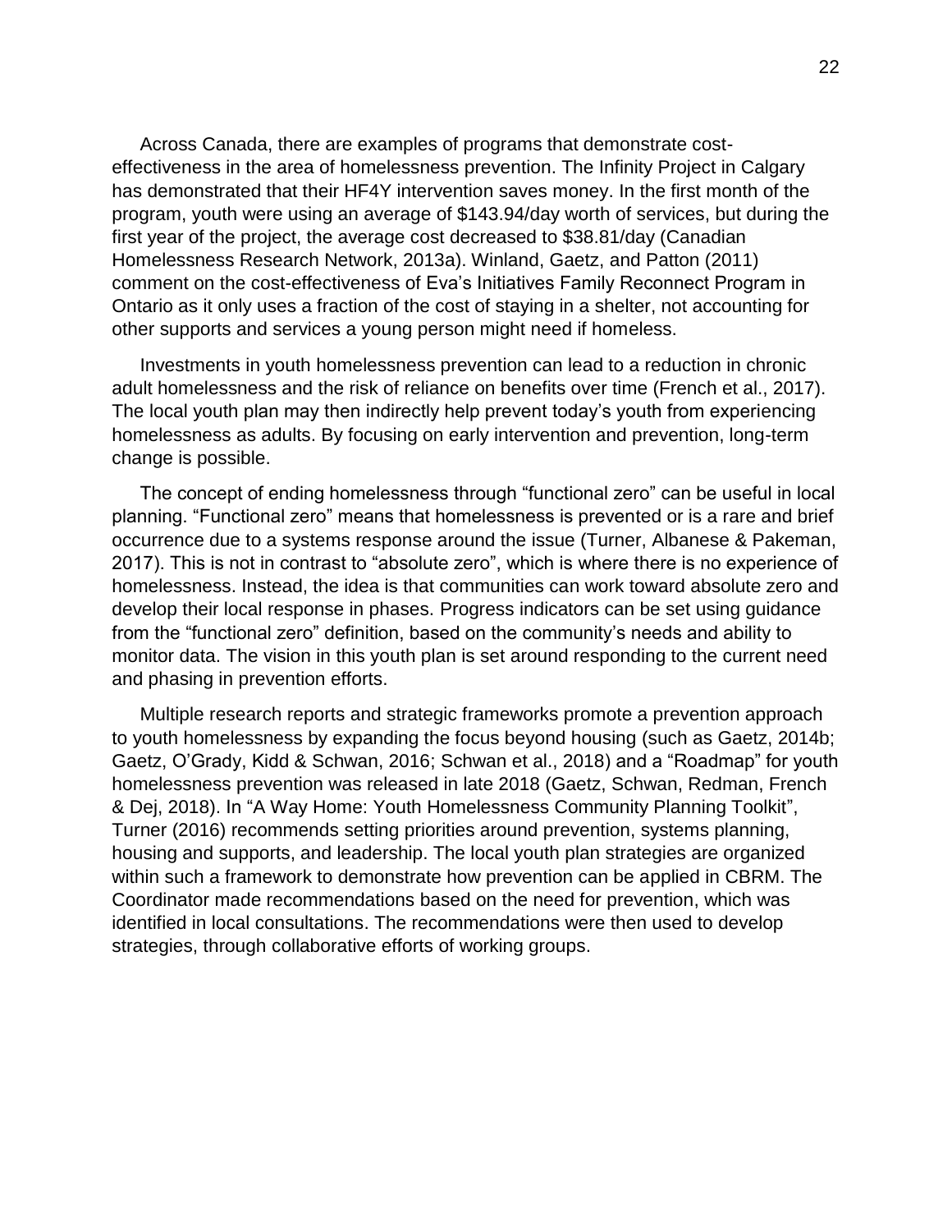Across Canada, there are examples of programs that demonstrate cost-effectiveness in the area of homelessness prevention. The Infinity Project in Calgary has demonstrated that their HF4Y intervention saves money. In the first month of the program, youth were using an average of $143.94/day worth of services, but during the first year of the project, the average cost decreased to $38.81/day (Canadian Homelessness Research Network, 2013a). Winland, Gaetz, and Patton (2011) comment on the cost-effectiveness of Eva's Initiatives Family Reconnect Program in Ontario as it only uses a fraction of the cost of staying in a shelter, not accounting for other supports and services a young person might need if homeless.

Investments in youth homelessness prevention can lead to a reduction in chronic adult homelessness and the risk of reliance on benefits over time (French et al., 2017). The local youth plan may then indirectly help prevent today's youth from experiencing homelessness as adults. By focusing on early intervention and prevention, long-term change is possible.

The concept of ending homelessness through "functional zero" can be useful in local planning. "Functional zero" means that homelessness is prevented or is a rare and brief occurrence due to a systems response around the issue (Turner, Albanese & Pakeman, 2017). This is not in contrast to "absolute zero", which is where there is no experience of homelessness. Instead, the idea is that communities can work toward absolute zero and develop their local response in phases. Progress indicators can be set using guidance from the "functional zero" definition, based on the community's needs and ability to monitor data. The vision in this youth plan is set around responding to the current need and phasing in prevention efforts.

Multiple research reports and strategic frameworks promote a prevention approach to youth homelessness by expanding the focus beyond housing (such as Gaetz, 2014b; Gaetz, O'Grady, Kidd & Schwan, 2016; Schwan et al., 2018) and a "Roadmap" for youth homelessness prevention was released in late 2018 (Gaetz, Schwan, Redman, French & Dej, 2018). In "A Way Home: Youth Homelessness Community Planning Toolkit", Turner (2016) recommends setting priorities around prevention, systems planning, housing and supports, and leadership. The local youth plan strategies are organized within such a framework to demonstrate how prevention can be applied in CBRM. The Coordinator made recommendations based on the need for prevention, which was identified in local consultations. The recommendations were then used to develop strategies, through collaborative efforts of working groups.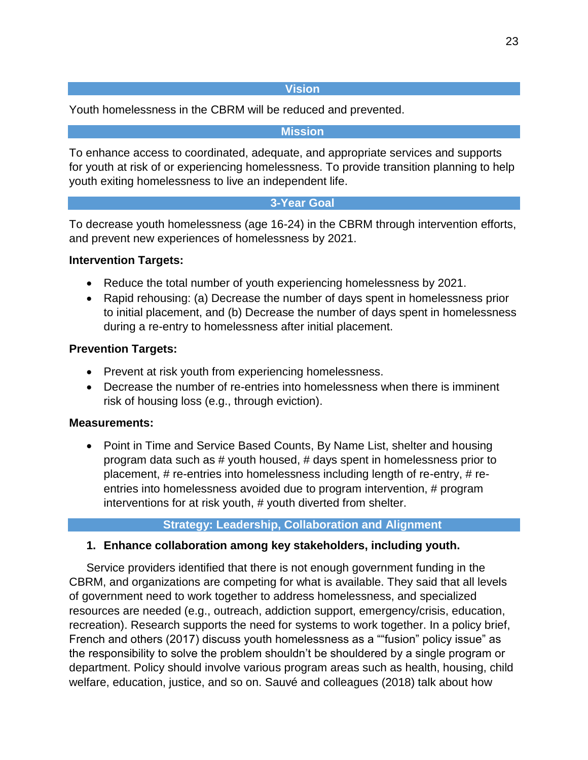## Vision

Youth homelessness in the CBRM will be reduced and prevented.

## Mission

To enhance access to coordinated, adequate, and appropriate services and supports for youth at risk of or experiencing homelessness. To provide transition planning to help youth exiting homelessness to live an independent life.

## 3-Year Goal

To decrease youth homelessness (age 16-24) in the CBRM through intervention efforts, and prevent new experiences of homelessness by 2021.

**Intervention Targets:**

- Reduce the total number of youth experiencing homelessness by 2021.
- Rapid rehousing: (a) Decrease the number of days spent in homelessness prior to initial placement, and (b) Decrease the number of days spent in homelessness during a re-entry to homelessness after initial placement.

**Prevention Targets:**

- Prevent at risk youth from experiencing homelessness.
- Decrease the number of re-entries into homelessness when there is imminent risk of housing loss (e.g., through eviction).

**Measurements:**

- Point in Time and Service Based Counts, By Name List, shelter and housing program data such as # youth housed, # days spent in homelessness prior to placement, # re-entries into homelessness including length of re-entry, # re-entries into homelessness avoided due to program intervention, # program interventions for at risk youth, # youth diverted from shelter.

## Strategy: Leadership, Collaboration and Alignment

1. **Enhance collaboration among key stakeholders, including youth.**

Service providers identified that there is not enough government funding in the CBRM, and organizations are competing for what is available. They said that all levels of government need to work together to address homelessness, and specialized resources are needed (e.g., outreach, addiction support, emergency/crisis, education, recreation). Research supports the need for systems to work together. In a policy brief, French and others (2017) discuss youth homelessness as a ""fusion" policy issue" as the responsibility to solve the problem shouldn't be shouldered by a single program or department. Policy should involve various program areas such as health, housing, child welfare, education, justice, and so on. Sauvé and colleagues (2018) talk about how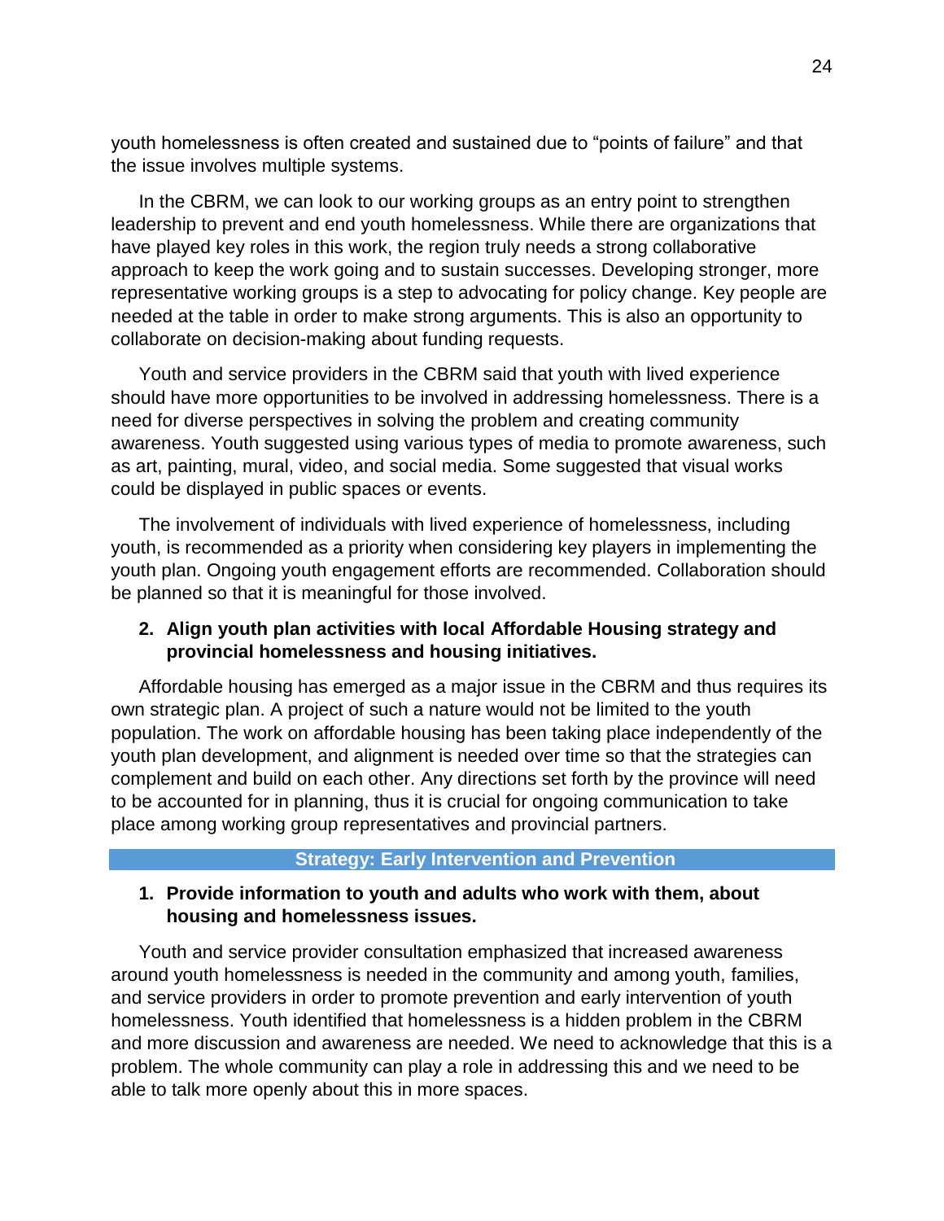youth homelessness is often created and sustained due to "points of failure" and that the issue involves multiple systems.

In the CBRM, we can look to our working groups as an entry point to strengthen leadership to prevent and end youth homelessness. While there are organizations that have played key roles in this work, the region truly needs a strong collaborative approach to keep the work going and to sustain successes. Developing stronger, more representative working groups is a step to advocating for policy change. Key people are needed at the table in order to make strong arguments. This is also an opportunity to collaborate on decision-making about funding requests.

Youth and service providers in the CBRM said that youth with lived experience should have more opportunities to be involved in addressing homelessness. There is a need for diverse perspectives in solving the problem and creating community awareness. Youth suggested using various types of media to promote awareness, such as art, painting, mural, video, and social media. Some suggested that visual works could be displayed in public spaces or events.

The involvement of individuals with lived experience of homelessness, including youth, is recommended as a priority when considering key players in implementing the youth plan. Ongoing youth engagement efforts are recommended. Collaboration should be planned so that it is meaningful for those involved.

2. **Align youth plan activities with local Affordable Housing strategy and provincial homelessness and housing initiatives.**

Affordable housing has emerged as a major issue in the CBRM and thus requires its own strategic plan. A project of such a nature would not be limited to the youth population. The work on affordable housing has been taking place independently of the youth plan development, and alignment is needed over time so that the strategies can complement and build on each other. Any directions set forth by the province will need to be accounted for in planning, thus it is crucial for ongoing communication to take place among working group representatives and provincial partners.

## Strategy: Early Intervention and Prevention

1. **Provide information to youth and adults who work with them, about housing and homelessness issues.**

Youth and service provider consultation emphasized that increased awareness around youth homelessness is needed in the community and among youth, families, and service providers in order to promote prevention and early intervention of youth homelessness. Youth identified that homelessness is a hidden problem in the CBRM and more discussion and awareness are needed. We need to acknowledge that this is a problem. The whole community can play a role in addressing this and we need to be able to talk more openly about this in more spaces.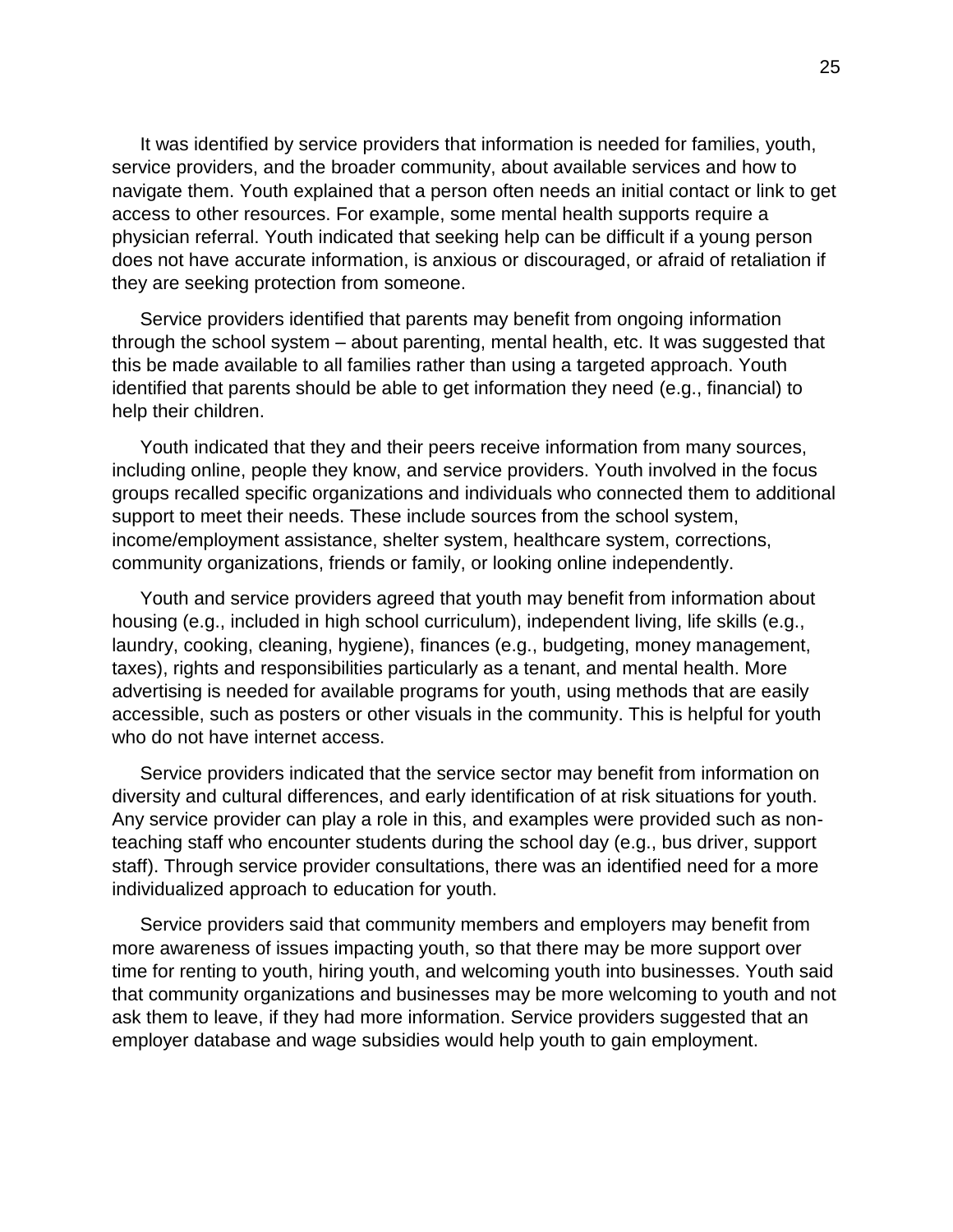It was identified by service providers that information is needed for families, youth, service providers, and the broader community, about available services and how to navigate them. Youth explained that a person often needs an initial contact or link to get access to other resources. For example, some mental health supports require a physician referral. Youth indicated that seeking help can be difficult if a young person does not have accurate information, is anxious or discouraged, or afraid of retaliation if they are seeking protection from someone.

Service providers identified that parents may benefit from ongoing information through the school system – about parenting, mental health, etc. It was suggested that this be made available to all families rather than using a targeted approach. Youth identified that parents should be able to get information they need (e.g., financial) to help their children.

Youth indicated that they and their peers receive information from many sources, including online, people they know, and service providers. Youth involved in the focus groups recalled specific organizations and individuals who connected them to additional support to meet their needs. These include sources from the school system, income/employment assistance, shelter system, healthcare system, corrections, community organizations, friends or family, or looking online independently.

Youth and service providers agreed that youth may benefit from information about housing (e.g., included in high school curriculum), independent living, life skills (e.g., laundry, cooking, cleaning, hygiene), finances (e.g., budgeting, money management, taxes), rights and responsibilities particularly as a tenant, and mental health. More advertising is needed for available programs for youth, using methods that are easily accessible, such as posters or other visuals in the community. This is helpful for youth who do not have internet access.

Service providers indicated that the service sector may benefit from information on diversity and cultural differences, and early identification of at risk situations for youth. Any service provider can play a role in this, and examples were provided such as non-teaching staff who encounter students during the school day (e.g., bus driver, support staff). Through service provider consultations, there was an identified need for a more individualized approach to education for youth.

Service providers said that community members and employers may benefit from more awareness of issues impacting youth, so that there may be more support over time for renting to youth, hiring youth, and welcoming youth into businesses. Youth said that community organizations and businesses may be more welcoming to youth and not ask them to leave, if they had more information. Service providers suggested that an employer database and wage subsidies would help youth to gain employment.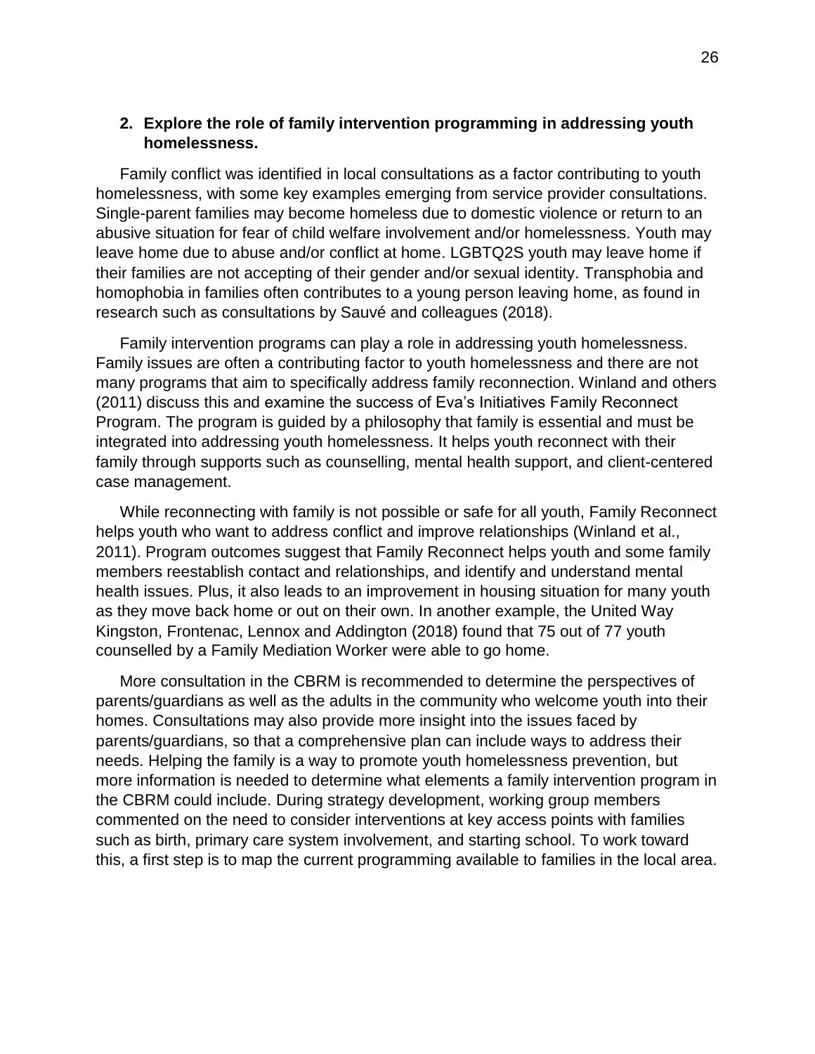2. **Explore the role of family intervention programming in addressing youth homelessness.**

Family conflict was identified in local consultations as a factor contributing to youth homelessness, with some key examples emerging from service provider consultations. Single-parent families may become homeless due to domestic violence or return to an abusive situation for fear of child welfare involvement and/or homelessness. Youth may leave home due to abuse and/or conflict at home. LGBTQ2S youth may leave home if their families are not accepting of their gender and/or sexual identity. Transphobia and homophobia in families often contributes to a young person leaving home, as found in research such as consultations by Sauvé and colleagues (2018).

Family intervention programs can play a role in addressing youth homelessness. Family issues are often a contributing factor to youth homelessness and there are not many programs that aim to specifically address family reconnection. Winland and others (2011) discuss this and examine the success of Eva's Initiatives Family Reconnect Program. The program is guided by a philosophy that family is essential and must be integrated into addressing youth homelessness. It helps youth reconnect with their family through supports such as counselling, mental health support, and client-centered case management.

While reconnecting with family is not possible or safe for all youth, Family Reconnect helps youth who want to address conflict and improve relationships (Winland et al., 2011). Program outcomes suggest that Family Reconnect helps youth and some family members reestablish contact and relationships, and identify and understand mental health issues. Plus, it also leads to an improvement in housing situation for many youth as they move back home or out on their own. In another example, the United Way Kingston, Frontenac, Lennox and Addington (2018) found that 75 out of 77 youth counselled by a Family Mediation Worker were able to go home.

More consultation in the CBRM is recommended to determine the perspectives of parents/guardians as well as the adults in the community who welcome youth into their homes. Consultations may also provide more insight into the issues faced by parents/guardians, so that a comprehensive plan can include ways to address their needs. Helping the family is a way to promote youth homelessness prevention, but more information is needed to determine what elements a family intervention program in the CBRM could include. During strategy development, working group members commented on the need to consider interventions at key access points with families such as birth, primary care system involvement, and starting school. To work toward this, a first step is to map the current programming available to families in the local area.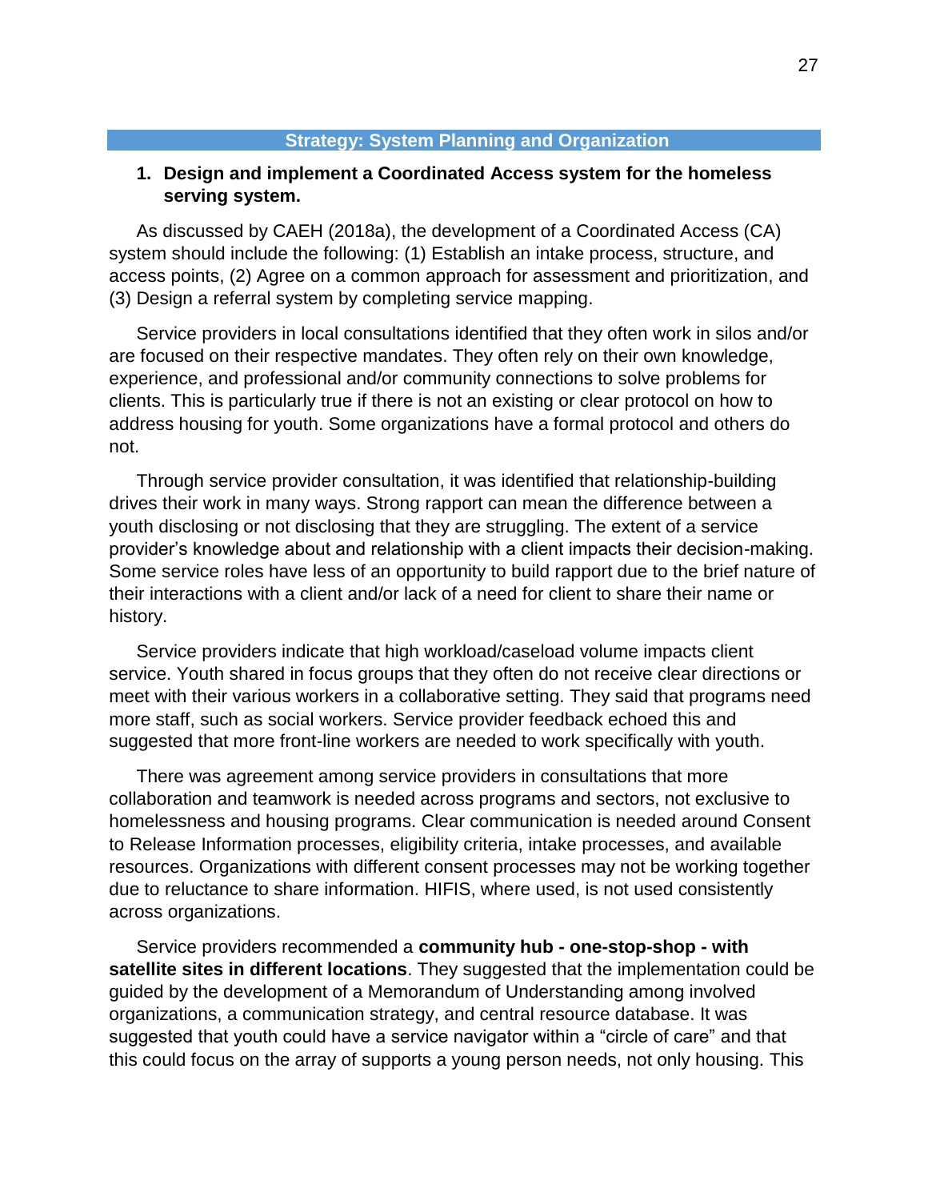## Strategy: System Planning and Organization

### 1. Design and implement a Coordinated Access system for the homeless serving system.

As discussed by CAEH (2018a), the development of a Coordinated Access (CA) system should include the following: (1) Establish an intake process, structure, and access points, (2) Agree on a common approach for assessment and prioritization, and (3) Design a referral system by completing service mapping.

Service providers in local consultations identified that they often work in silos and/or are focused on their respective mandates. They often rely on their own knowledge, experience, and professional and/or community connections to solve problems for clients. This is particularly true if there is not an existing or clear protocol on how to address housing for youth. Some organizations have a formal protocol and others do not.

Through service provider consultation, it was identified that relationship-building drives their work in many ways. Strong rapport can mean the difference between a youth disclosing or not disclosing that they are struggling. The extent of a service provider's knowledge about and relationship with a client impacts their decision-making. Some service roles have less of an opportunity to build rapport due to the brief nature of their interactions with a client and/or lack of a need for client to share their name or history.

Service providers indicate that high workload/caseload volume impacts client service. Youth shared in focus groups that they often do not receive clear directions or meet with their various workers in a collaborative setting. They said that programs need more staff, such as social workers. Service provider feedback echoed this and suggested that more front-line workers are needed to work specifically with youth.

There was agreement among service providers in consultations that more collaboration and teamwork is needed across programs and sectors, not exclusive to homelessness and housing programs. Clear communication is needed around Consent to Release Information processes, eligibility criteria, intake processes, and available resources. Organizations with different consent processes may not be working together due to reluctance to share information. HIFIS, where used, is not used consistently across organizations.

Service providers recommended a **community hub - one-stop-shop - with satellite sites in different locations**. They suggested that the implementation could be guided by the development of a Memorandum of Understanding among involved organizations, a communication strategy, and central resource database. It was suggested that youth could have a service navigator within a "circle of care" and that this could focus on the array of supports a young person needs, not only housing. This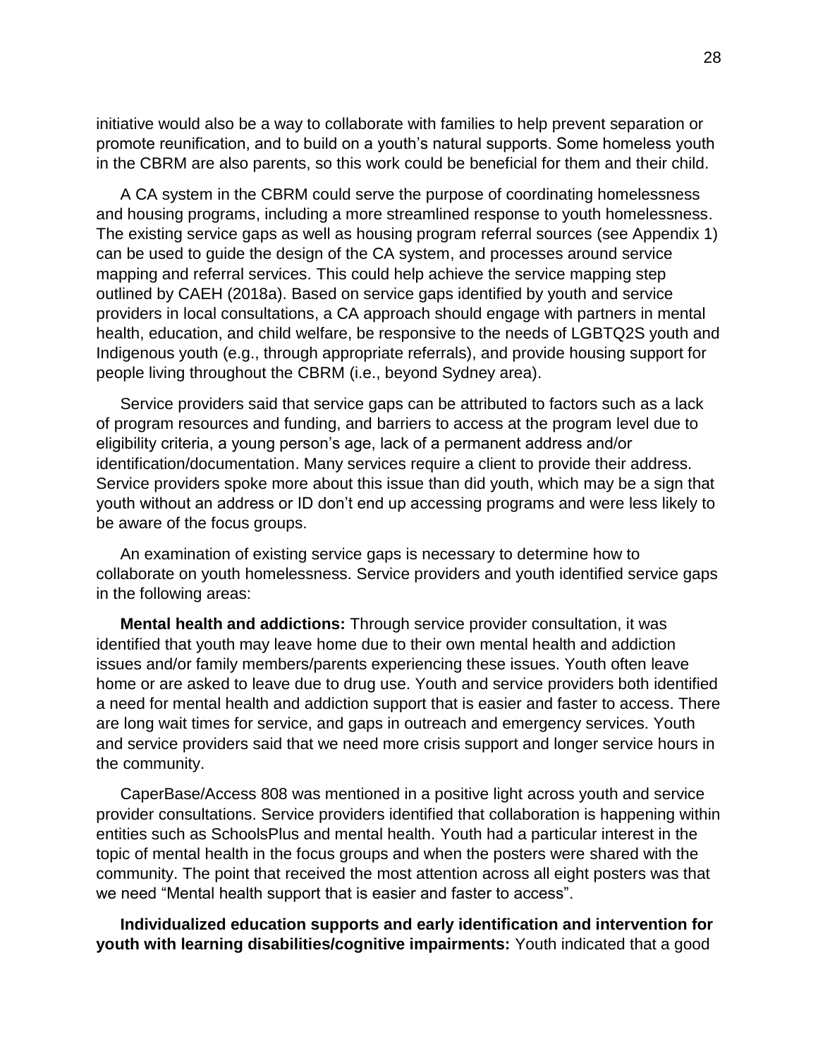initiative would also be a way to collaborate with families to help prevent separation or promote reunification, and to build on a youth's natural supports. Some homeless youth in the CBRM are also parents, so this work could be beneficial for them and their child.

A CA system in the CBRM could serve the purpose of coordinating homelessness and housing programs, including a more streamlined response to youth homelessness. The existing service gaps as well as housing program referral sources (see Appendix 1) can be used to guide the design of the CA system, and processes around service mapping and referral services. This could help achieve the service mapping step outlined by CAEH (2018a). Based on service gaps identified by youth and service providers in local consultations, a CA approach should engage with partners in mental health, education, and child welfare, be responsive to the needs of LGBTQ2S youth and Indigenous youth (e.g., through appropriate referrals), and provide housing support for people living throughout the CBRM (i.e., beyond Sydney area).

Service providers said that service gaps can be attributed to factors such as a lack of program resources and funding, and barriers to access at the program level due to eligibility criteria, a young person's age, lack of a permanent address and/or identification/documentation. Many services require a client to provide their address. Service providers spoke more about this issue than did youth, which may be a sign that youth without an address or ID don't end up accessing programs and were less likely to be aware of the focus groups.

An examination of existing service gaps is necessary to determine how to collaborate on youth homelessness. Service providers and youth identified service gaps in the following areas:

**Mental health and addictions:** Through service provider consultation, it was identified that youth may leave home due to their own mental health and addiction issues and/or family members/parents experiencing these issues. Youth often leave home or are asked to leave due to drug use. Youth and service providers both identified a need for mental health and addiction support that is easier and faster to access. There are long wait times for service, and gaps in outreach and emergency services. Youth and service providers said that we need more crisis support and longer service hours in the community.

CaperBase/Access 808 was mentioned in a positive light across youth and service provider consultations. Service providers identified that collaboration is happening within entities such as SchoolsPlus and mental health. Youth had a particular interest in the topic of mental health in the focus groups and when the posters were shared with the community. The point that received the most attention across all eight posters was that we need "Mental health support that is easier and faster to access".

**Individualized education supports and early identification and intervention for youth with learning disabilities/cognitive impairments:** Youth indicated that a good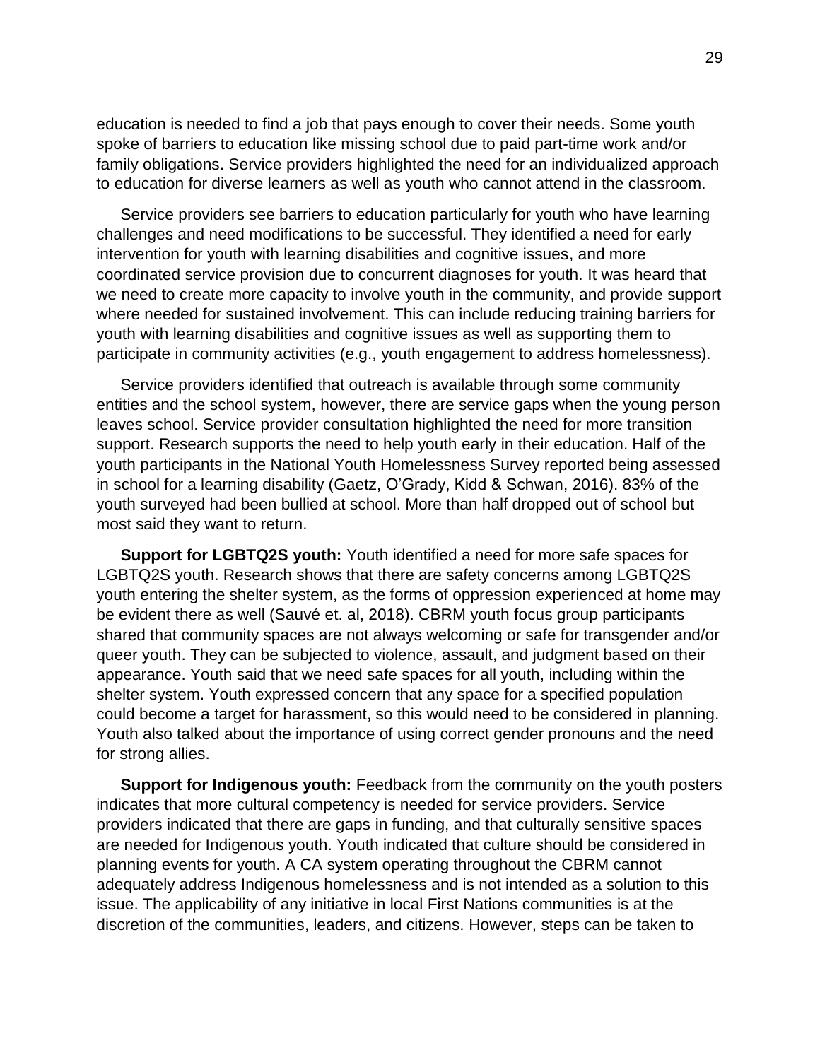education is needed to find a job that pays enough to cover their needs. Some youth spoke of barriers to education like missing school due to paid part-time work and/or family obligations. Service providers highlighted the need for an individualized approach to education for diverse learners as well as youth who cannot attend in the classroom.

Service providers see barriers to education particularly for youth who have learning challenges and need modifications to be successful. They identified a need for early intervention for youth with learning disabilities and cognitive issues, and more coordinated service provision due to concurrent diagnoses for youth. It was heard that we need to create more capacity to involve youth in the community, and provide support where needed for sustained involvement. This can include reducing training barriers for youth with learning disabilities and cognitive issues as well as supporting them to participate in community activities (e.g., youth engagement to address homelessness).

Service providers identified that outreach is available through some community entities and the school system, however, there are service gaps when the young person leaves school. Service provider consultation highlighted the need for more transition support. Research supports the need to help youth early in their education. Half of the youth participants in the National Youth Homelessness Survey reported being assessed in school for a learning disability (Gaetz, O'Grady, Kidd & Schwan, 2016). 83% of the youth surveyed had been bullied at school. More than half dropped out of school but most said they want to return.

**Support for LGBTQ2S youth:** Youth identified a need for more safe spaces for LGBTQ2S youth. Research shows that there are safety concerns among LGBTQ2S youth entering the shelter system, as the forms of oppression experienced at home may be evident there as well (Sauvé et. al, 2018). CBRM youth focus group participants shared that community spaces are not always welcoming or safe for transgender and/or queer youth. They can be subjected to violence, assault, and judgment based on their appearance. Youth said that we need safe spaces for all youth, including within the shelter system. Youth expressed concern that any space for a specified population could become a target for harassment, so this would need to be considered in planning. Youth also talked about the importance of using correct gender pronouns and the need for strong allies.

**Support for Indigenous youth:** Feedback from the community on the youth posters indicates that more cultural competency is needed for service providers. Service providers indicated that there are gaps in funding, and that culturally sensitive spaces are needed for Indigenous youth. Youth indicated that culture should be considered in planning events for youth. A CA system operating throughout the CBRM cannot adequately address Indigenous homelessness and is not intended as a solution to this issue. The applicability of any initiative in local First Nations communities is at the discretion of the communities, leaders, and citizens. However, steps can be taken to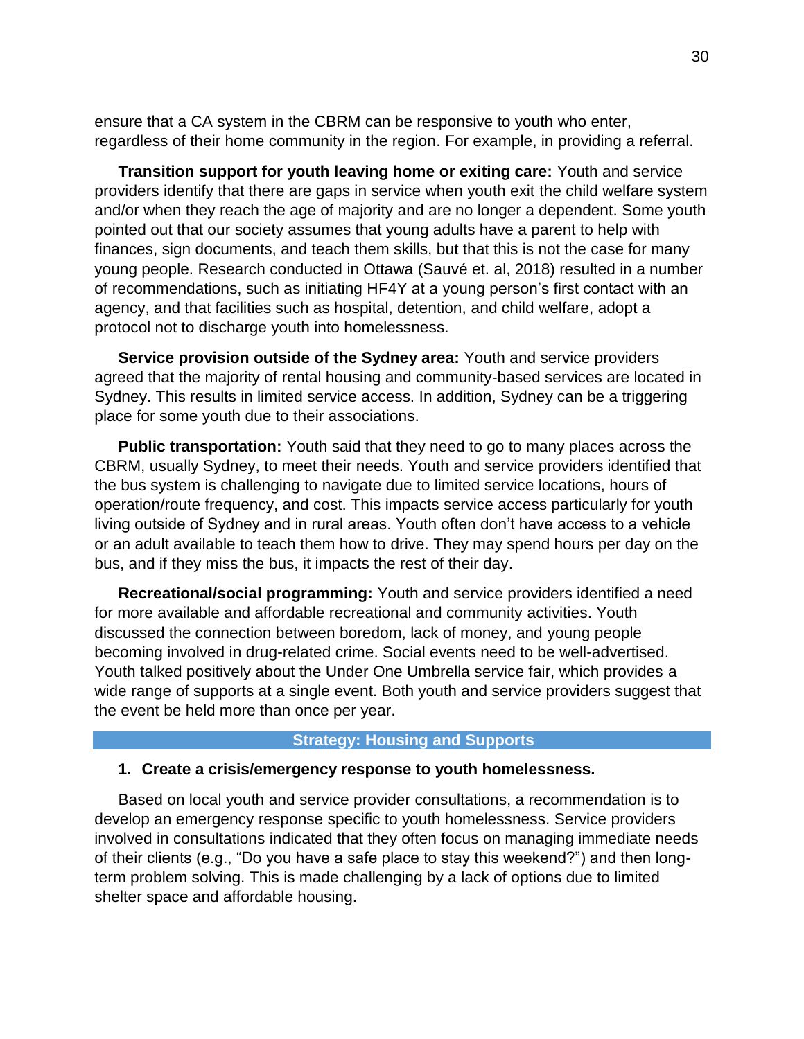ensure that a CA system in the CBRM can be responsive to youth who enter, regardless of their home community in the region. For example, in providing a referral.

**Transition support for youth leaving home or exiting care:** Youth and service providers identify that there are gaps in service when youth exit the child welfare system and/or when they reach the age of majority and are no longer a dependent. Some youth pointed out that our society assumes that young adults have a parent to help with finances, sign documents, and teach them skills, but that this is not the case for many young people. Research conducted in Ottawa (Sauvé et. al, 2018) resulted in a number of recommendations, such as initiating HF4Y at a young person's first contact with an agency, and that facilities such as hospital, detention, and child welfare, adopt a protocol not to discharge youth into homelessness.

**Service provision outside of the Sydney area:** Youth and service providers agreed that the majority of rental housing and community-based services are located in Sydney. This results in limited service access. In addition, Sydney can be a triggering place for some youth due to their associations.

**Public transportation:** Youth said that they need to go to many places across the CBRM, usually Sydney, to meet their needs. Youth and service providers identified that the bus system is challenging to navigate due to limited service locations, hours of operation/route frequency, and cost. This impacts service access particularly for youth living outside of Sydney and in rural areas. Youth often don't have access to a vehicle or an adult available to teach them how to drive. They may spend hours per day on the bus, and if they miss the bus, it impacts the rest of their day.

**Recreational/social programming:** Youth and service providers identified a need for more available and affordable recreational and community activities. Youth discussed the connection between boredom, lack of money, and young people becoming involved in drug-related crime. Social events need to be well-advertised. Youth talked positively about the Under One Umbrella service fair, which provides a wide range of supports at a single event. Both youth and service providers suggest that the event be held more than once per year.

## Strategy: Housing and Supports

### 1. Create a crisis/emergency response to youth homelessness.

Based on local youth and service provider consultations, a recommendation is to develop an emergency response specific to youth homelessness. Service providers involved in consultations indicated that they often focus on managing immediate needs of their clients (e.g., "Do you have a safe place to stay this weekend?") and then long-term problem solving. This is made challenging by a lack of options due to limited shelter space and affordable housing.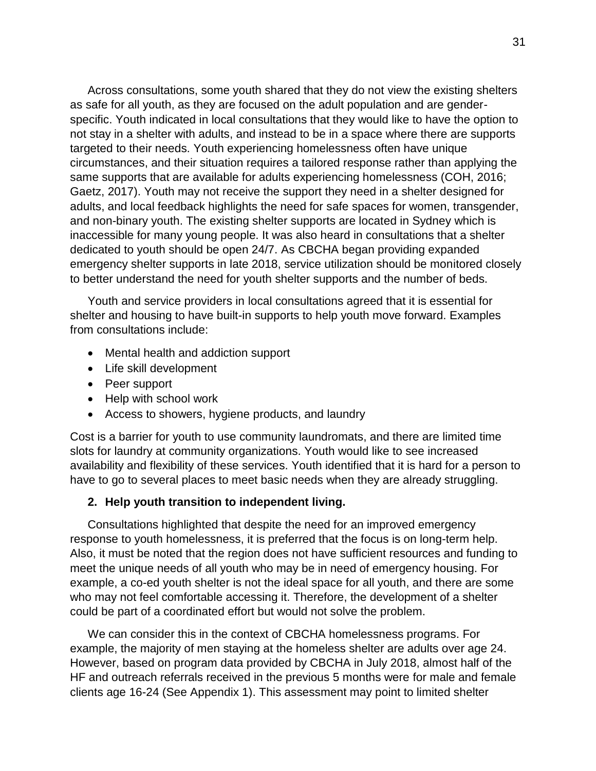Across consultations, some youth shared that they do not view the existing shelters as safe for all youth, as they are focused on the adult population and are gender-specific. Youth indicated in local consultations that they would like to have the option to not stay in a shelter with adults, and instead to be in a space where there are supports targeted to their needs. Youth experiencing homelessness often have unique circumstances, and their situation requires a tailored response rather than applying the same supports that are available for adults experiencing homelessness (COH, 2016; Gaetz, 2017). Youth may not receive the support they need in a shelter designed for adults, and local feedback highlights the need for safe spaces for women, transgender, and non-binary youth. The existing shelter supports are located in Sydney which is inaccessible for many young people. It was also heard in consultations that a shelter dedicated to youth should be open 24/7. As CBCHA began providing expanded emergency shelter supports in late 2018, service utilization should be monitored closely to better understand the need for youth shelter supports and the number of beds.

Youth and service providers in local consultations agreed that it is essential for shelter and housing to have built-in supports to help youth move forward. Examples from consultations include:

- Mental health and addiction support
- Life skill development
- Peer support
- Help with school work
- Access to showers, hygiene products, and laundry

Cost is a barrier for youth to use community laundromats, and there are limited time slots for laundry at community organizations. Youth would like to see increased availability and flexibility of these services. Youth identified that it is hard for a person to have to go to several places to meet basic needs when they are already struggling.

**2. Help youth transition to independent living.**

Consultations highlighted that despite the need for an improved emergency response to youth homelessness, it is preferred that the focus is on long-term help. Also, it must be noted that the region does not have sufficient resources and funding to meet the unique needs of all youth who may be in need of emergency housing. For example, a co-ed youth shelter is not the ideal space for all youth, and there are some who may not feel comfortable accessing it. Therefore, the development of a shelter could be part of a coordinated effort but would not solve the problem.

We can consider this in the context of CBCHA homelessness programs. For example, the majority of men staying at the homeless shelter are adults over age 24. However, based on program data provided by CBCHA in July 2018, almost half of the HF and outreach referrals received in the previous 5 months were for male and female clients age 16-24 (See Appendix 1). This assessment may point to limited shelter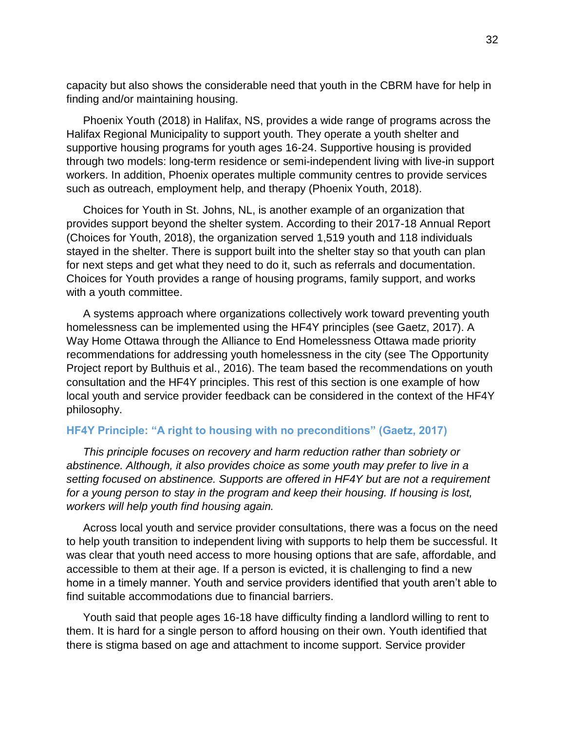capacity but also shows the considerable need that youth in the CBRM have for help in finding and/or maintaining housing.

Phoenix Youth (2018) in Halifax, NS, provides a wide range of programs across the Halifax Regional Municipality to support youth. They operate a youth shelter and supportive housing programs for youth ages 16-24. Supportive housing is provided through two models: long-term residence or semi-independent living with live-in support workers. In addition, Phoenix operates multiple community centres to provide services such as outreach, employment help, and therapy (Phoenix Youth, 2018).

Choices for Youth in St. Johns, NL, is another example of an organization that provides support beyond the shelter system. According to their 2017-18 Annual Report (Choices for Youth, 2018), the organization served 1,519 youth and 118 individuals stayed in the shelter. There is support built into the shelter stay so that youth can plan for next steps and get what they need to do it, such as referrals and documentation. Choices for Youth provides a range of housing programs, family support, and works with a youth committee.

A systems approach where organizations collectively work toward preventing youth homelessness can be implemented using the HF4Y principles (see Gaetz, 2017). A Way Home Ottawa through the Alliance to End Homelessness Ottawa made priority recommendations for addressing youth homelessness in the city (see The Opportunity Project report by Bulthuis et al., 2016). The team based the recommendations on youth consultation and the HF4Y principles. This rest of this section is one example of how local youth and service provider feedback can be considered in the context of the HF4Y philosophy.

### HF4Y Principle: "A right to housing with no preconditions" (Gaetz, 2017)

*This principle focuses on recovery and harm reduction rather than sobriety or abstinence. Although, it also provides choice as some youth may prefer to live in a setting focused on abstinence. Supports are offered in HF4Y but are not a requirement for a young person to stay in the program and keep their housing. If housing is lost, workers will help youth find housing again.*

Across local youth and service provider consultations, there was a focus on the need to help youth transition to independent living with supports to help them be successful. It was clear that youth need access to more housing options that are safe, affordable, and accessible to them at their age. If a person is evicted, it is challenging to find a new home in a timely manner. Youth and service providers identified that youth aren't able to find suitable accommodations due to financial barriers.

Youth said that people ages 16-18 have difficulty finding a landlord willing to rent to them. It is hard for a single person to afford housing on their own. Youth identified that there is stigma based on age and attachment to income support. Service provider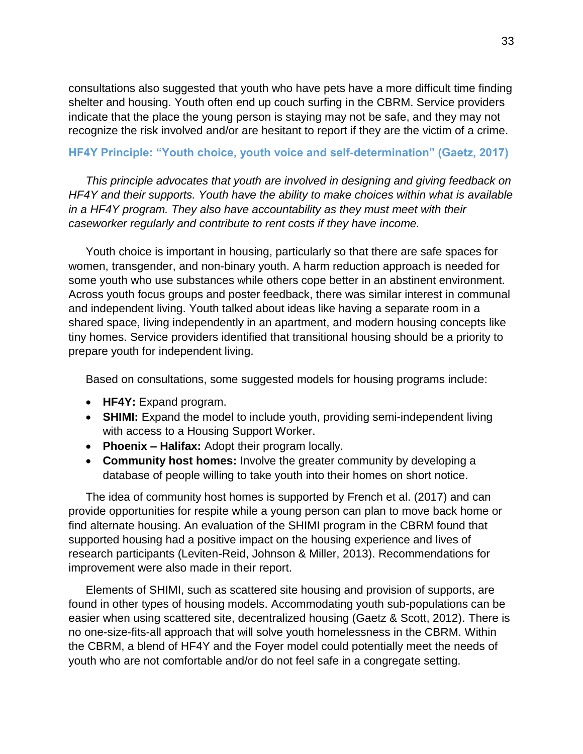consultations also suggested that youth who have pets have a more difficult time finding shelter and housing. Youth often end up couch surfing in the CBRM. Service providers indicate that the place the young person is staying may not be safe, and they may not recognize the risk involved and/or are hesitant to report if they are the victim of a crime.

### HF4Y Principle: "Youth choice, youth voice and self-determination" (Gaetz, 2017)

*This principle advocates that youth are involved in designing and giving feedback on HF4Y and their supports. Youth have the ability to make choices within what is available in a HF4Y program. They also have accountability as they must meet with their caseworker regularly and contribute to rent costs if they have income.*

Youth choice is important in housing, particularly so that there are safe spaces for women, transgender, and non-binary youth. A harm reduction approach is needed for some youth who use substances while others cope better in an abstinent environment. Across youth focus groups and poster feedback, there was similar interest in communal and independent living. Youth talked about ideas like having a separate room in a shared space, living independently in an apartment, and modern housing concepts like tiny homes. Service providers identified that transitional housing should be a priority to prepare youth for independent living.

Based on consultations, some suggested models for housing programs include:

- **HF4Y:** Expand program.
- **SHIMI:** Expand the model to include youth, providing semi-independent living with access to a Housing Support Worker.
- **Phoenix – Halifax:** Adopt their program locally.
- **Community host homes:** Involve the greater community by developing a database of people willing to take youth into their homes on short notice.

The idea of community host homes is supported by French et al. (2017) and can provide opportunities for respite while a young person can plan to move back home or find alternate housing. An evaluation of the SHIMI program in the CBRM found that supported housing had a positive impact on the housing experience and lives of research participants (Leviten-Reid, Johnson & Miller, 2013). Recommendations for improvement were also made in their report.

Elements of SHIMI, such as scattered site housing and provision of supports, are found in other types of housing models. Accommodating youth sub-populations can be easier when using scattered site, decentralized housing (Gaetz & Scott, 2012). There is no one-size-fits-all approach that will solve youth homelessness in the CBRM. Within the CBRM, a blend of HF4Y and the Foyer model could potentially meet the needs of youth who are not comfortable and/or do not feel safe in a congregate setting.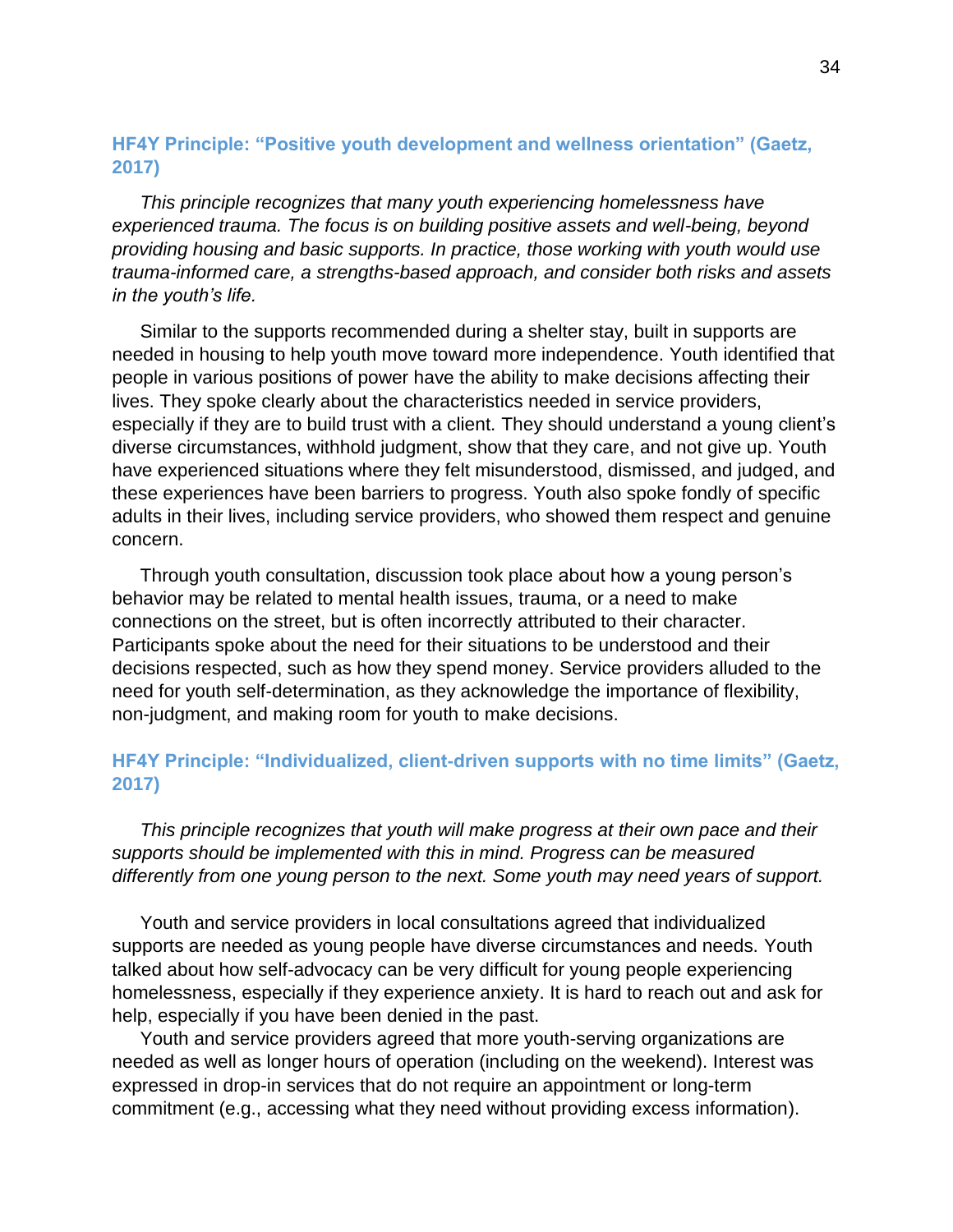### HF4Y Principle: "Positive youth development and wellness orientation" (Gaetz, 2017)

*This principle recognizes that many youth experiencing homelessness have experienced trauma. The focus is on building positive assets and well-being, beyond providing housing and basic supports. In practice, those working with youth would use trauma-informed care, a strengths-based approach, and consider both risks and assets in the youth's life.*

Similar to the supports recommended during a shelter stay, built in supports are needed in housing to help youth move toward more independence. Youth identified that people in various positions of power have the ability to make decisions affecting their lives. They spoke clearly about the characteristics needed in service providers, especially if they are to build trust with a client. They should understand a young client's diverse circumstances, withhold judgment, show that they care, and not give up. Youth have experienced situations where they felt misunderstood, dismissed, and judged, and these experiences have been barriers to progress. Youth also spoke fondly of specific adults in their lives, including service providers, who showed them respect and genuine concern.

Through youth consultation, discussion took place about how a young person's behavior may be related to mental health issues, trauma, or a need to make connections on the street, but is often incorrectly attributed to their character. Participants spoke about the need for their situations to be understood and their decisions respected, such as how they spend money. Service providers alluded to the need for youth self-determination, as they acknowledge the importance of flexibility, non-judgment, and making room for youth to make decisions.

### HF4Y Principle: "Individualized, client-driven supports with no time limits" (Gaetz, 2017)

*This principle recognizes that youth will make progress at their own pace and their supports should be implemented with this in mind. Progress can be measured differently from one young person to the next. Some youth may need years of support.*

Youth and service providers in local consultations agreed that individualized supports are needed as young people have diverse circumstances and needs. Youth talked about how self-advocacy can be very difficult for young people experiencing homelessness, especially if they experience anxiety. It is hard to reach out and ask for help, especially if you have been denied in the past.

Youth and service providers agreed that more youth-serving organizations are needed as well as longer hours of operation (including on the weekend). Interest was expressed in drop-in services that do not require an appointment or long-term commitment (e.g., accessing what they need without providing excess information).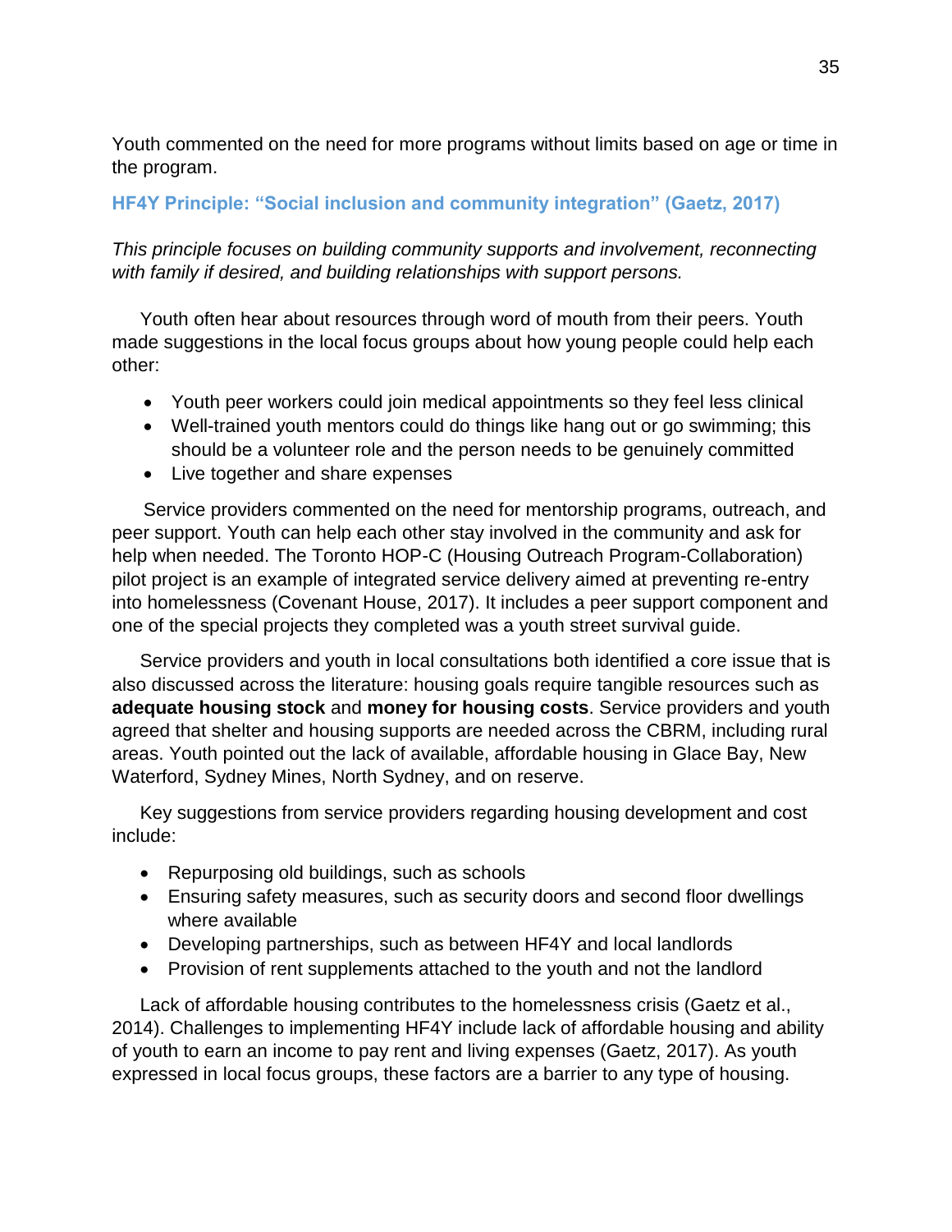Youth commented on the need for more programs without limits based on age or time in the program.

### HF4Y Principle: "Social inclusion and community integration" (Gaetz, 2017)

*This principle focuses on building community supports and involvement, reconnecting with family if desired, and building relationships with support persons.*

Youth often hear about resources through word of mouth from their peers. Youth made suggestions in the local focus groups about how young people could help each other:

- Youth peer workers could join medical appointments so they feel less clinical
- Well-trained youth mentors could do things like hang out or go swimming; this should be a volunteer role and the person needs to be genuinely committed
- Live together and share expenses

Service providers commented on the need for mentorship programs, outreach, and peer support. Youth can help each other stay involved in the community and ask for help when needed. The Toronto HOP-C (Housing Outreach Program-Collaboration) pilot project is an example of integrated service delivery aimed at preventing re-entry into homelessness (Covenant House, 2017). It includes a peer support component and one of the special projects they completed was a youth street survival guide.

Service providers and youth in local consultations both identified a core issue that is also discussed across the literature: housing goals require tangible resources such as **adequate housing stock** and **money for housing costs**. Service providers and youth agreed that shelter and housing supports are needed across the CBRM, including rural areas. Youth pointed out the lack of available, affordable housing in Glace Bay, New Waterford, Sydney Mines, North Sydney, and on reserve.

Key suggestions from service providers regarding housing development and cost include:

- Repurposing old buildings, such as schools
- Ensuring safety measures, such as security doors and second floor dwellings where available
- Developing partnerships, such as between HF4Y and local landlords
- Provision of rent supplements attached to the youth and not the landlord

Lack of affordable housing contributes to the homelessness crisis (Gaetz et al., 2014). Challenges to implementing HF4Y include lack of affordable housing and ability of youth to earn an income to pay rent and living expenses (Gaetz, 2017). As youth expressed in local focus groups, these factors are a barrier to any type of housing.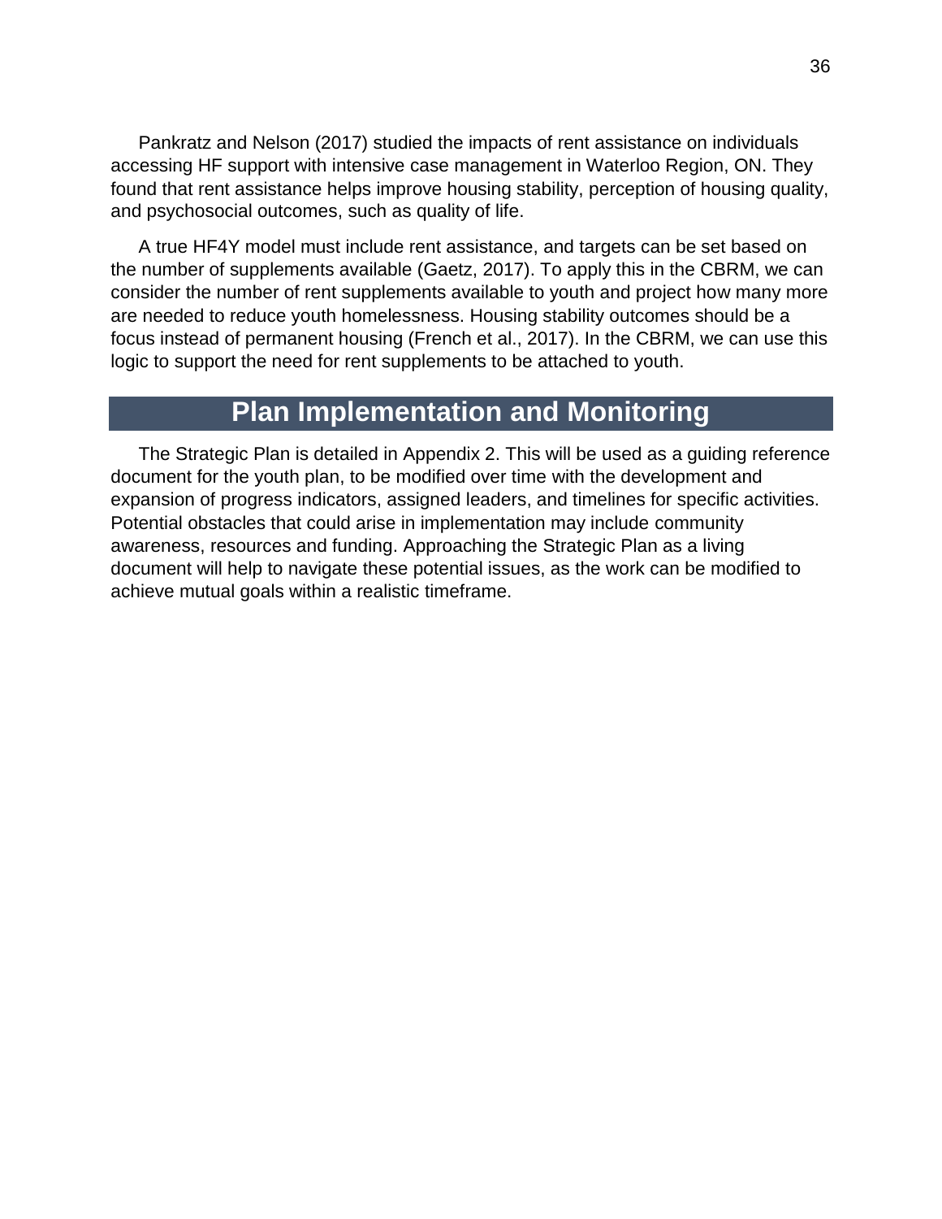Pankratz and Nelson (2017) studied the impacts of rent assistance on individuals accessing HF support with intensive case management in Waterloo Region, ON. They found that rent assistance helps improve housing stability, perception of housing quality, and psychosocial outcomes, such as quality of life.

A true HF4Y model must include rent assistance, and targets can be set based on the number of supplements available (Gaetz, 2017). To apply this in the CBRM, we can consider the number of rent supplements available to youth and project how many more are needed to reduce youth homelessness. Housing stability outcomes should be a focus instead of permanent housing (French et al., 2017). In the CBRM, we can use this logic to support the need for rent supplements to be attached to youth.

# Plan Implementation and Monitoring

The Strategic Plan is detailed in Appendix 2. This will be used as a guiding reference document for the youth plan, to be modified over time with the development and expansion of progress indicators, assigned leaders, and timelines for specific activities. Potential obstacles that could arise in implementation may include community awareness, resources and funding. Approaching the Strategic Plan as a living document will help to navigate these potential issues, as the work can be modified to achieve mutual goals within a realistic timeframe.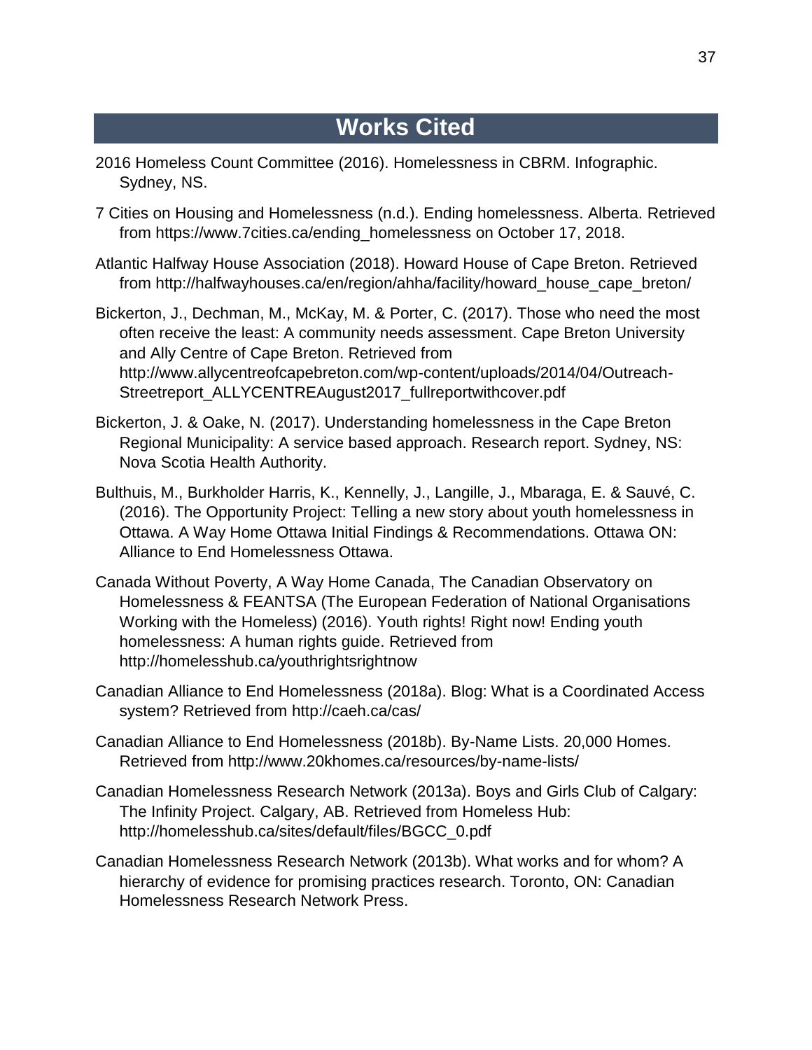# Works Cited

2016 Homeless Count Committee (2016). Homelessness in CBRM. Infographic. Sydney, NS.

7 Cities on Housing and Homelessness (n.d.). Ending homelessness. Alberta. Retrieved from https://www.7cities.ca/ending_homelessness on October 17, 2018.

Atlantic Halfway House Association (2018). Howard House of Cape Breton. Retrieved from http://halfwayhouses.ca/en/region/ahha/facility/howard_house_cape_breton/

Bickerton, J., Dechman, M., McKay, M. & Porter, C. (2017). Those who need the most often receive the least: A community needs assessment. Cape Breton University and Ally Centre of Cape Breton. Retrieved from http://www.allycentreofcapebreton.com/wp-content/uploads/2014/04/Outreach-Streetreport_ALLYCENTREAugust2017_fullreportwithcover.pdf

Bickerton, J. & Oake, N. (2017). Understanding homelessness in the Cape Breton Regional Municipality: A service based approach. Research report. Sydney, NS: Nova Scotia Health Authority.

Bulthuis, M., Burkholder Harris, K., Kennelly, J., Langille, J., Mbaraga, E. & Sauvé, C. (2016). The Opportunity Project: Telling a new story about youth homelessness in Ottawa. A Way Home Ottawa Initial Findings & Recommendations. Ottawa ON: Alliance to End Homelessness Ottawa.

Canada Without Poverty, A Way Home Canada, The Canadian Observatory on Homelessness & FEANTSA (The European Federation of National Organisations Working with the Homeless) (2016). Youth rights! Right now! Ending youth homelessness: A human rights guide. Retrieved from http://homelesshub.ca/youthrightsrightnow

Canadian Alliance to End Homelessness (2018a). Blog: What is a Coordinated Access system? Retrieved from http://caeh.ca/cas/

Canadian Alliance to End Homelessness (2018b). By-Name Lists. 20,000 Homes. Retrieved from http://www.20khomes.ca/resources/by-name-lists/

Canadian Homelessness Research Network (2013a). Boys and Girls Club of Calgary: The Infinity Project. Calgary, AB. Retrieved from Homeless Hub: http://homelesshub.ca/sites/default/files/BGCC_0.pdf

Canadian Homelessness Research Network (2013b). What works and for whom? A hierarchy of evidence for promising practices research. Toronto, ON: Canadian Homelessness Research Network Press.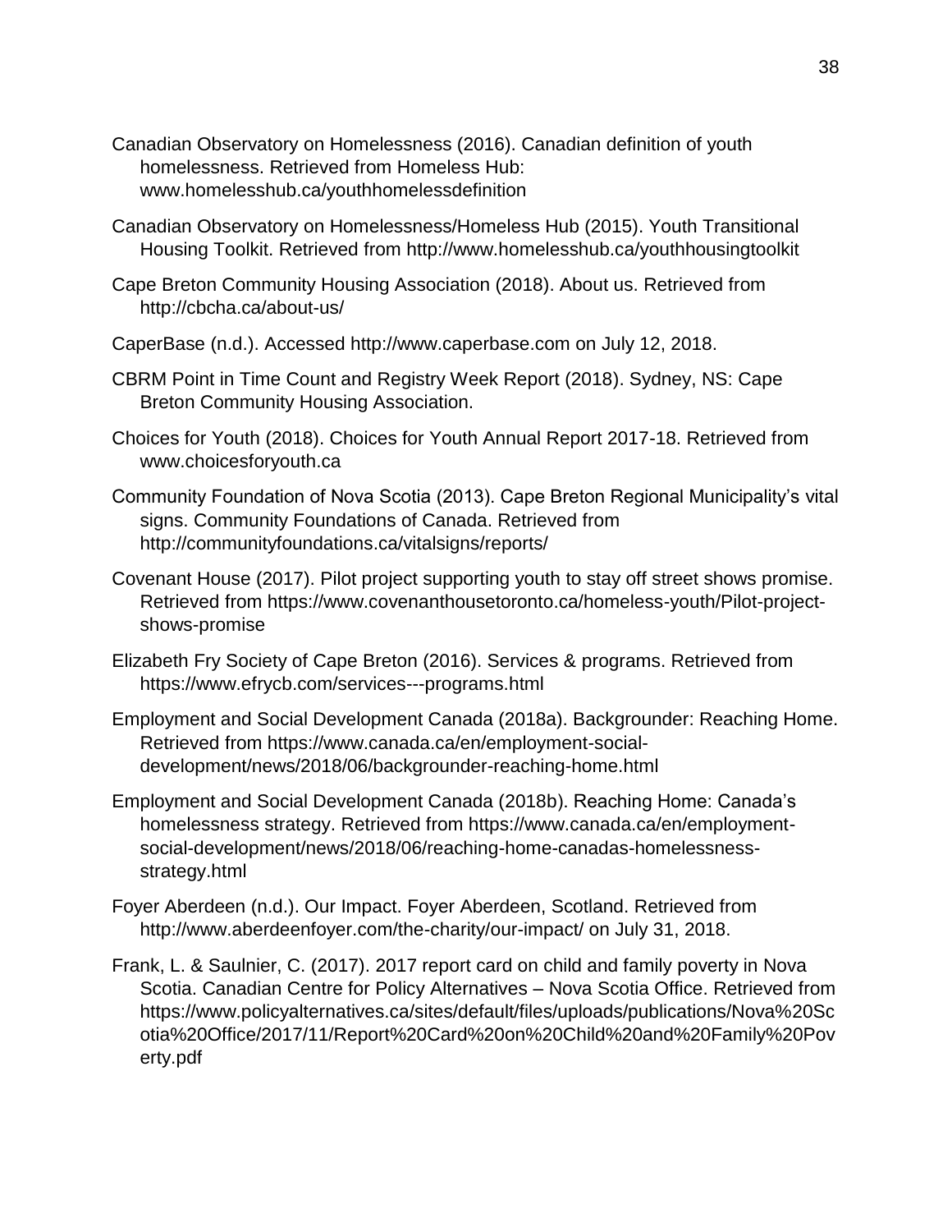Canadian Observatory on Homelessness (2016). Canadian definition of youth homelessness. Retrieved from Homeless Hub: www.homelesshub.ca/youthhomelessdefinition

Canadian Observatory on Homelessness/Homeless Hub (2015). Youth Transitional Housing Toolkit. Retrieved from http://www.homelesshub.ca/youthhousingtoolkit

Cape Breton Community Housing Association (2018). About us. Retrieved from http://cbcha.ca/about-us/

CaperBase (n.d.). Accessed http://www.caperbase.com on July 12, 2018.

CBRM Point in Time Count and Registry Week Report (2018). Sydney, NS: Cape Breton Community Housing Association.

Choices for Youth (2018). Choices for Youth Annual Report 2017-18. Retrieved from www.choicesforyouth.ca

Community Foundation of Nova Scotia (2013). Cape Breton Regional Municipality's vital signs. Community Foundations of Canada. Retrieved from http://communityfoundations.ca/vitalsigns/reports/

Covenant House (2017). Pilot project supporting youth to stay off street shows promise. Retrieved from https://www.covenanthousetoronto.ca/homeless-youth/Pilot-project-shows-promise

Elizabeth Fry Society of Cape Breton (2016). Services & programs. Retrieved from https://www.efrycb.com/services---programs.html

Employment and Social Development Canada (2018a). Backgrounder: Reaching Home. Retrieved from https://www.canada.ca/en/employment-social-development/news/2018/06/backgrounder-reaching-home.html

Employment and Social Development Canada (2018b). Reaching Home: Canada's homelessness strategy. Retrieved from https://www.canada.ca/en/employment-social-development/news/2018/06/reaching-home-canadas-homelessness-strategy.html

Foyer Aberdeen (n.d.). Our Impact. Foyer Aberdeen, Scotland. Retrieved from http://www.aberdeenfoyer.com/the-charity/our-impact/ on July 31, 2018.

Frank, L. & Saulnier, C. (2017). 2017 report card on child and family poverty in Nova Scotia. Canadian Centre for Policy Alternatives – Nova Scotia Office. Retrieved from https://www.policyalternatives.ca/sites/default/files/uploads/publications/Nova%20Scotia%20Office/2017/11/Report%20Card%20on%20Child%20and%20Family%20Poverty.pdf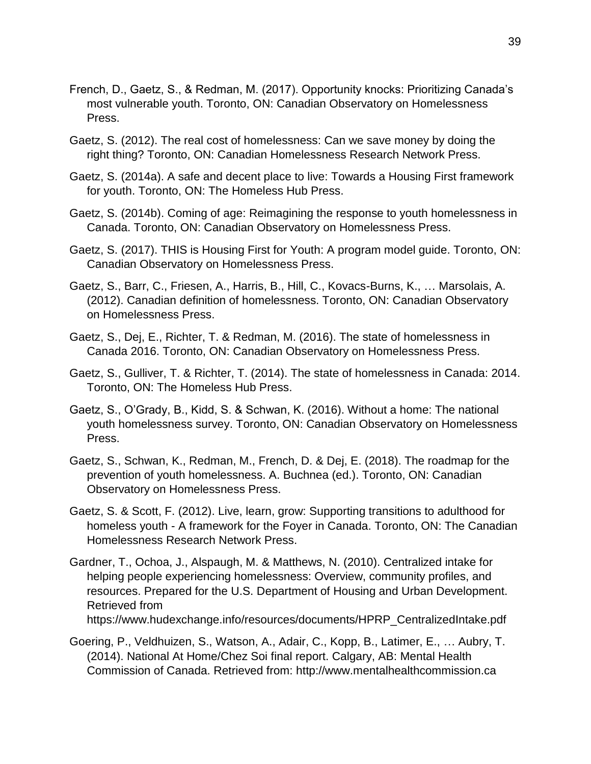French, D., Gaetz, S., & Redman, M. (2017). Opportunity knocks: Prioritizing Canada's most vulnerable youth. Toronto, ON: Canadian Observatory on Homelessness Press.

Gaetz, S. (2012). The real cost of homelessness: Can we save money by doing the right thing? Toronto, ON: Canadian Homelessness Research Network Press.

Gaetz, S. (2014a). A safe and decent place to live: Towards a Housing First framework for youth. Toronto, ON: The Homeless Hub Press.

Gaetz, S. (2014b). Coming of age: Reimagining the response to youth homelessness in Canada. Toronto, ON: Canadian Observatory on Homelessness Press.

Gaetz, S. (2017). THIS is Housing First for Youth: A program model guide. Toronto, ON: Canadian Observatory on Homelessness Press.

Gaetz, S., Barr, C., Friesen, A., Harris, B., Hill, C., Kovacs-Burns, K., … Marsolais, A. (2012). Canadian definition of homelessness. Toronto, ON: Canadian Observatory on Homelessness Press.

Gaetz, S., Dej, E., Richter, T. & Redman, M. (2016). The state of homelessness in Canada 2016. Toronto, ON: Canadian Observatory on Homelessness Press.

Gaetz, S., Gulliver, T. & Richter, T. (2014). The state of homelessness in Canada: 2014. Toronto, ON: The Homeless Hub Press.

Gaetz, S., O'Grady, B., Kidd, S. & Schwan, K. (2016). Without a home: The national youth homelessness survey. Toronto, ON: Canadian Observatory on Homelessness Press.

Gaetz, S., Schwan, K., Redman, M., French, D. & Dej, E. (2018). The roadmap for the prevention of youth homelessness. A. Buchnea (ed.). Toronto, ON: Canadian Observatory on Homelessness Press.

Gaetz, S. & Scott, F. (2012). Live, learn, grow: Supporting transitions to adulthood for homeless youth - A framework for the Foyer in Canada. Toronto, ON: The Canadian Homelessness Research Network Press.

Gardner, T., Ochoa, J., Alspaugh, M. & Matthews, N. (2010). Centralized intake for helping people experiencing homelessness: Overview, community profiles, and resources. Prepared for the U.S. Department of Housing and Urban Development. Retrieved from https://www.hudexchange.info/resources/documents/HPRP_CentralizedIntake.pdf

Goering, P., Veldhuizen, S., Watson, A., Adair, C., Kopp, B., Latimer, E., … Aubry, T. (2014). National At Home/Chez Soi final report. Calgary, AB: Mental Health Commission of Canada. Retrieved from: http://www.mentalhealthcommission.ca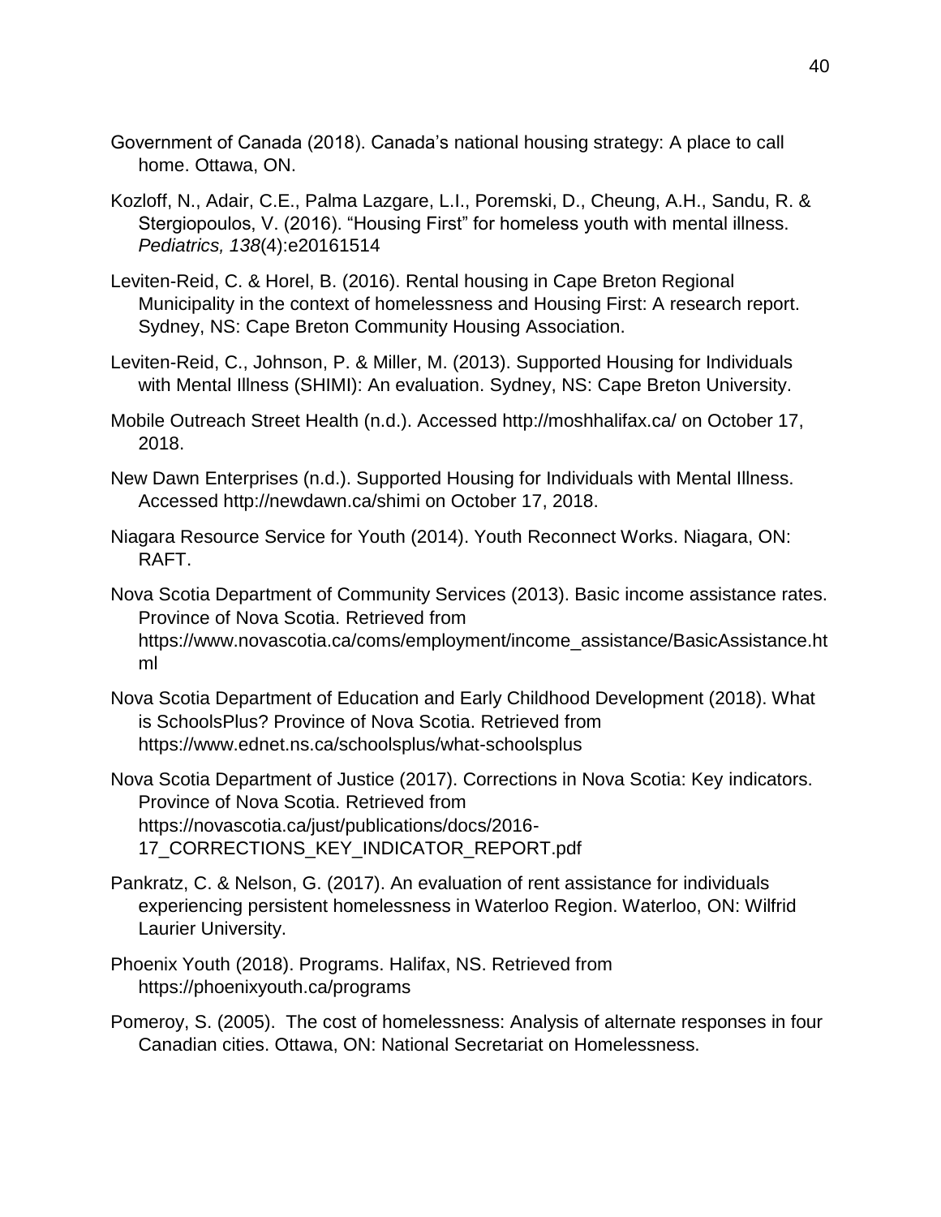Government of Canada (2018). Canada's national housing strategy: A place to call home. Ottawa, ON.

Kozloff, N., Adair, C.E., Palma Lazgare, L.I., Poremski, D., Cheung, A.H., Sandu, R. & Stergiopoulos, V. (2016). "Housing First" for homeless youth with mental illness. *Pediatrics, 138*(4):e20161514

Leviten-Reid, C. & Horel, B. (2016). Rental housing in Cape Breton Regional Municipality in the context of homelessness and Housing First: A research report. Sydney, NS: Cape Breton Community Housing Association.

Leviten-Reid, C., Johnson, P. & Miller, M. (2013). Supported Housing for Individuals with Mental Illness (SHIMI): An evaluation. Sydney, NS: Cape Breton University.

Mobile Outreach Street Health (n.d.). Accessed http://moshhalifax.ca/ on October 17, 2018.

New Dawn Enterprises (n.d.). Supported Housing for Individuals with Mental Illness. Accessed http://newdawn.ca/shimi on October 17, 2018.

Niagara Resource Service for Youth (2014). Youth Reconnect Works. Niagara, ON: RAFT.

Nova Scotia Department of Community Services (2013). Basic income assistance rates. Province of Nova Scotia. Retrieved from https://www.novascotia.ca/coms/employment/income_assistance/BasicAssistance.html

Nova Scotia Department of Education and Early Childhood Development (2018). What is SchoolsPlus? Province of Nova Scotia. Retrieved from https://www.ednet.ns.ca/schoolsplus/what-schoolsplus

Nova Scotia Department of Justice (2017). Corrections in Nova Scotia: Key indicators. Province of Nova Scotia. Retrieved from https://novascotia.ca/just/publications/docs/2016-17_CORRECTIONS_KEY_INDICATOR_REPORT.pdf

Pankratz, C. & Nelson, G. (2017). An evaluation of rent assistance for individuals experiencing persistent homelessness in Waterloo Region. Waterloo, ON: Wilfrid Laurier University.

Phoenix Youth (2018). Programs. Halifax, NS. Retrieved from https://phoenixyouth.ca/programs

Pomeroy, S. (2005). The cost of homelessness: Analysis of alternate responses in four Canadian cities. Ottawa, ON: National Secretariat on Homelessness.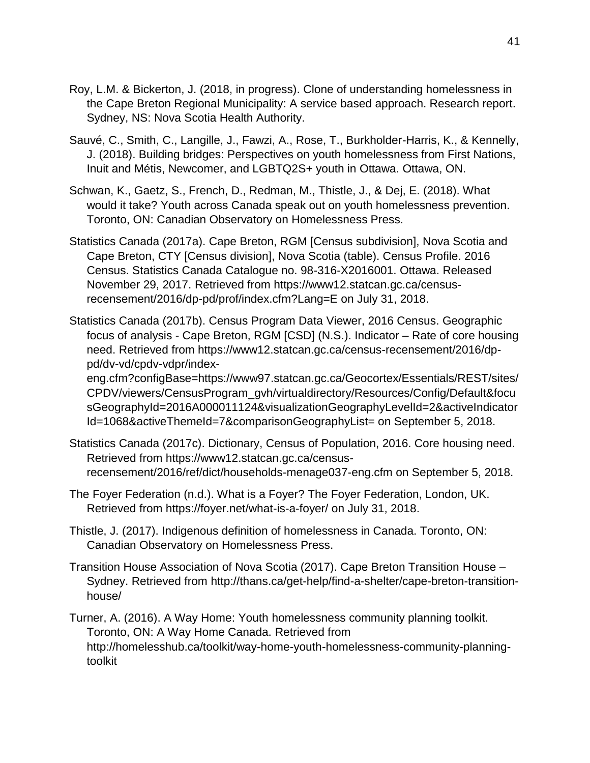Roy, L.M. & Bickerton, J. (2018, in progress). Clone of understanding homelessness in the Cape Breton Regional Municipality: A service based approach. Research report. Sydney, NS: Nova Scotia Health Authority.

Sauvé, C., Smith, C., Langille, J., Fawzi, A., Rose, T., Burkholder-Harris, K., & Kennelly, J. (2018). Building bridges: Perspectives on youth homelessness from First Nations, Inuit and Métis, Newcomer, and LGBTQ2S+ youth in Ottawa. Ottawa, ON.

Schwan, K., Gaetz, S., French, D., Redman, M., Thistle, J., & Dej, E. (2018). What would it take? Youth across Canada speak out on youth homelessness prevention. Toronto, ON: Canadian Observatory on Homelessness Press.

Statistics Canada (2017a). Cape Breton, RGM [Census subdivision], Nova Scotia and Cape Breton, CTY [Census division], Nova Scotia (table). Census Profile. 2016 Census. Statistics Canada Catalogue no. 98-316-X2016001. Ottawa. Released November 29, 2017. Retrieved from https://www12.statcan.gc.ca/census-recensement/2016/dp-pd/prof/index.cfm?Lang=E on July 31, 2018.

Statistics Canada (2017b). Census Program Data Viewer, 2016 Census. Geographic focus of analysis - Cape Breton, RGM [CSD] (N.S.). Indicator – Rate of core housing need. Retrieved from https://www12.statcan.gc.ca/census-recensement/2016/dp-pd/dv-vd/cpdv-vdpr/index-eng.cfm?configBase=https://www97.statcan.gc.ca/Geocortex/Essentials/REST/sites/CPDV/viewers/CensusProgram_gvh/virtualdirectory/Resources/Config/Default&focusGeographyId=2016A000011124&visualizationGeographyLevelId=2&activeIndicatorId=1068&activeThemeId=7&comparisonGeographyList= on September 5, 2018.

Statistics Canada (2017c). Dictionary, Census of Population, 2016. Core housing need. Retrieved from https://www12.statcan.gc.ca/census-recensement/2016/ref/dict/households-menage037-eng.cfm on September 5, 2018.

The Foyer Federation (n.d.). What is a Foyer? The Foyer Federation, London, UK. Retrieved from https://foyer.net/what-is-a-foyer/ on July 31, 2018.

Thistle, J. (2017). Indigenous definition of homelessness in Canada. Toronto, ON: Canadian Observatory on Homelessness Press.

Transition House Association of Nova Scotia (2017). Cape Breton Transition House – Sydney. Retrieved from http://thans.ca/get-help/find-a-shelter/cape-breton-transition-house/

Turner, A. (2016). A Way Home: Youth homelessness community planning toolkit. Toronto, ON: A Way Home Canada. Retrieved from http://homelesshub.ca/toolkit/way-home-youth-homelessness-community-planning-toolkit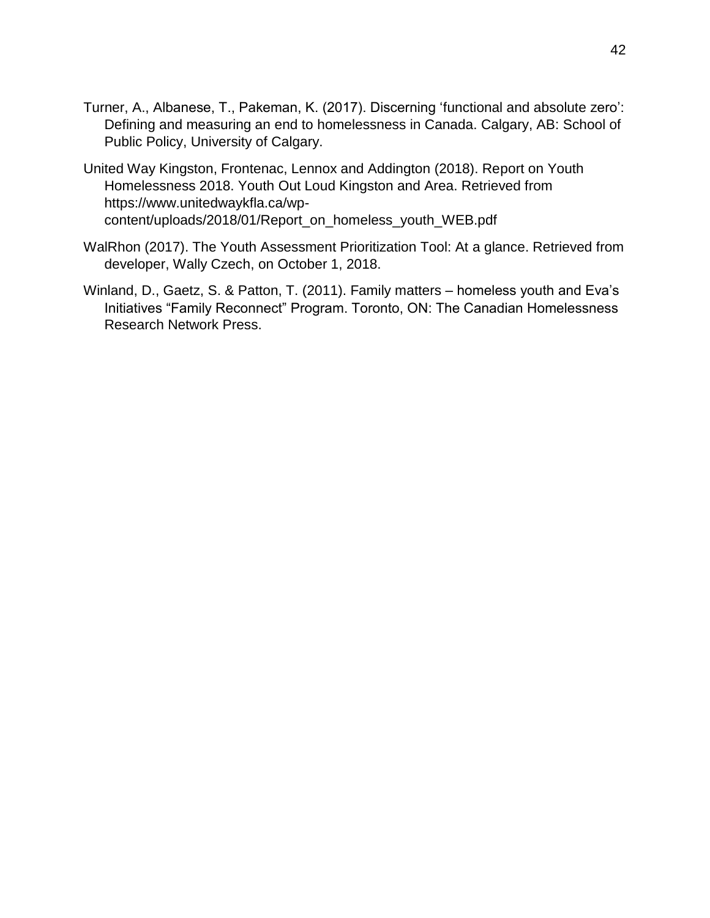Turner, A., Albanese, T., Pakeman, K. (2017). Discerning 'functional and absolute zero': Defining and measuring an end to homelessness in Canada. Calgary, AB: School of Public Policy, University of Calgary.

United Way Kingston, Frontenac, Lennox and Addington (2018). Report on Youth Homelessness 2018. Youth Out Loud Kingston and Area. Retrieved from https://www.unitedwaykfla.ca/wp-content/uploads/2018/01/Report_on_homeless_youth_WEB.pdf

WalRhon (2017). The Youth Assessment Prioritization Tool: At a glance. Retrieved from developer, Wally Czech, on October 1, 2018.

Winland, D., Gaetz, S. & Patton, T. (2011). Family matters – homeless youth and Eva's Initiatives "Family Reconnect" Program. Toronto, ON: The Canadian Homelessness Research Network Press.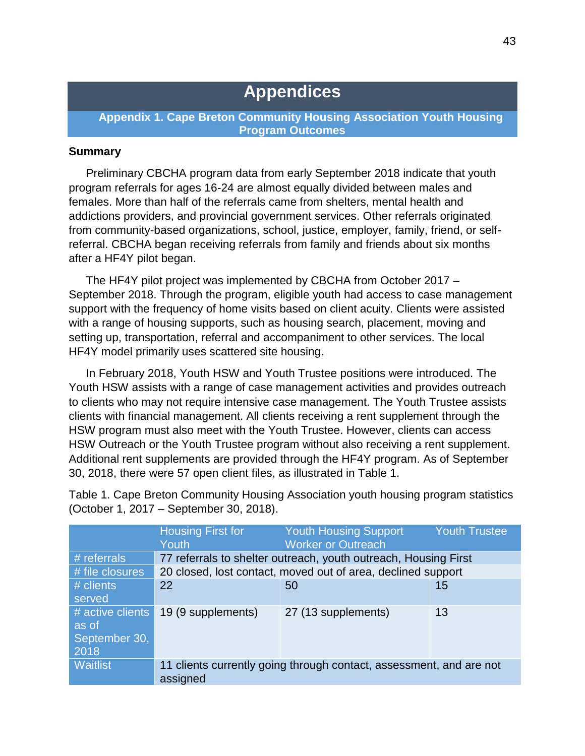# Appendices

## Appendix 1. Cape Breton Community Housing Association Youth Housing Program Outcomes

**Summary**

Preliminary CBCHA program data from early September 2018 indicate that youth program referrals for ages 16-24 are almost equally divided between males and females. More than half of the referrals came from shelters, mental health and addictions providers, and provincial government services. Other referrals originated from community-based organizations, school, justice, employer, family, friend, or self-referral. CBCHA began receiving referrals from family and friends about six months after a HF4Y pilot began.

The HF4Y pilot project was implemented by CBCHA from October 2017 – September 2018. Through the program, eligible youth had access to case management support with the frequency of home visits based on client acuity. Clients were assisted with a range of housing supports, such as housing search, placement, moving and setting up, transportation, referral and accompaniment to other services. The local HF4Y model primarily uses scattered site housing.

In February 2018, Youth HSW and Youth Trustee positions were introduced. The Youth HSW assists with a range of case management activities and provides outreach to clients who may not require intensive case management. The Youth Trustee assists clients with financial management. All clients receiving a rent supplement through the HSW program must also meet with the Youth Trustee. However, clients can access HSW Outreach or the Youth Trustee program without also receiving a rent supplement. Additional rent supplements are provided through the HF4Y program. As of September 30, 2018, there were 57 open client files, as illustrated in Table 1.

Table 1. Cape Breton Community Housing Association youth housing program statistics (October 1, 2017 – September 30, 2018).

| | Housing First for Youth | Youth Housing Support Worker or Outreach | Youth Trustee |
|---|---|---|---|
| # referrals | 77 referrals to shelter outreach, youth outreach, Housing First | | |
| # file closures | 20 closed, lost contact, moved out of area, declined support | | |
| # clients served | 22 | 50 | 15 |
| # active clients as of September 30, 2018 | 19 (9 supplements) | 27 (13 supplements) | 13 |
| Waitlist | 11 clients currently going through contact, assessment, and are not assigned | | |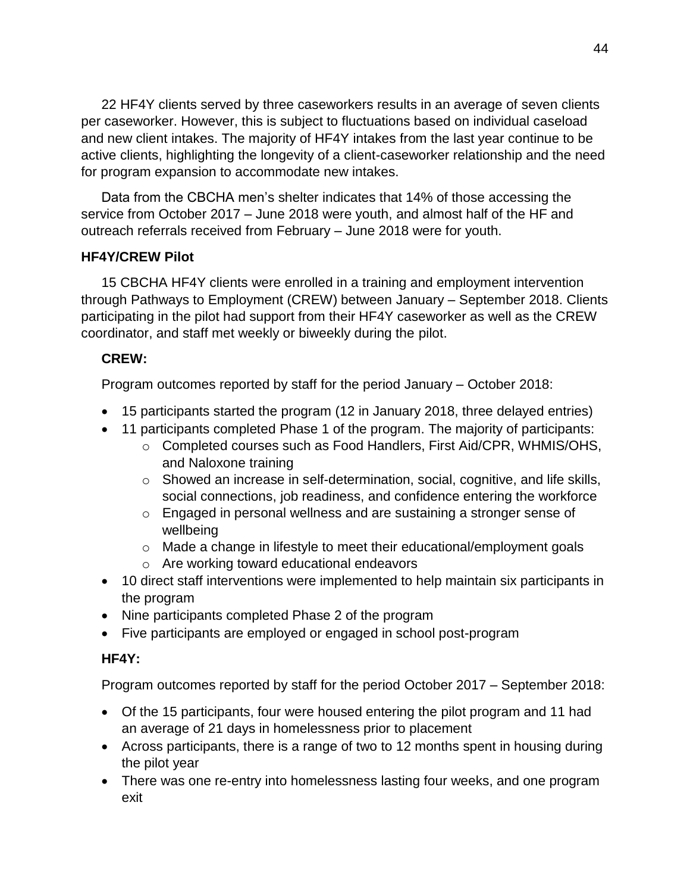22 HF4Y clients served by three caseworkers results in an average of seven clients per caseworker. However, this is subject to fluctuations based on individual caseload and new client intakes. The majority of HF4Y intakes from the last year continue to be active clients, highlighting the longevity of a client-caseworker relationship and the need for program expansion to accommodate new intakes.

Data from the CBCHA men's shelter indicates that 14% of those accessing the service from October 2017 – June 2018 were youth, and almost half of the HF and outreach referrals received from February – June 2018 were for youth.

**HF4Y/CREW Pilot**

15 CBCHA HF4Y clients were enrolled in a training and employment intervention through Pathways to Employment (CREW) between January – September 2018. Clients participating in the pilot had support from their HF4Y caseworker as well as the CREW coordinator, and staff met weekly or biweekly during the pilot.

**CREW:**

Program outcomes reported by staff for the period January – October 2018:

- 15 participants started the program (12 in January 2018, three delayed entries)
- 11 participants completed Phase 1 of the program. The majority of participants:
  - Completed courses such as Food Handlers, First Aid/CPR, WHMIS/OHS, and Naloxone training
  - Showed an increase in self-determination, social, cognitive, and life skills, social connections, job readiness, and confidence entering the workforce
  - Engaged in personal wellness and are sustaining a stronger sense of wellbeing
  - Made a change in lifestyle to meet their educational/employment goals
  - Are working toward educational endeavors
- 10 direct staff interventions were implemented to help maintain six participants in the program
- Nine participants completed Phase 2 of the program
- Five participants are employed or engaged in school post-program

**HF4Y:**

Program outcomes reported by staff for the period October 2017 – September 2018:

- Of the 15 participants, four were housed entering the pilot program and 11 had an average of 21 days in homelessness prior to placement
- Across participants, there is a range of two to 12 months spent in housing during the pilot year
- There was one re-entry into homelessness lasting four weeks, and one program exit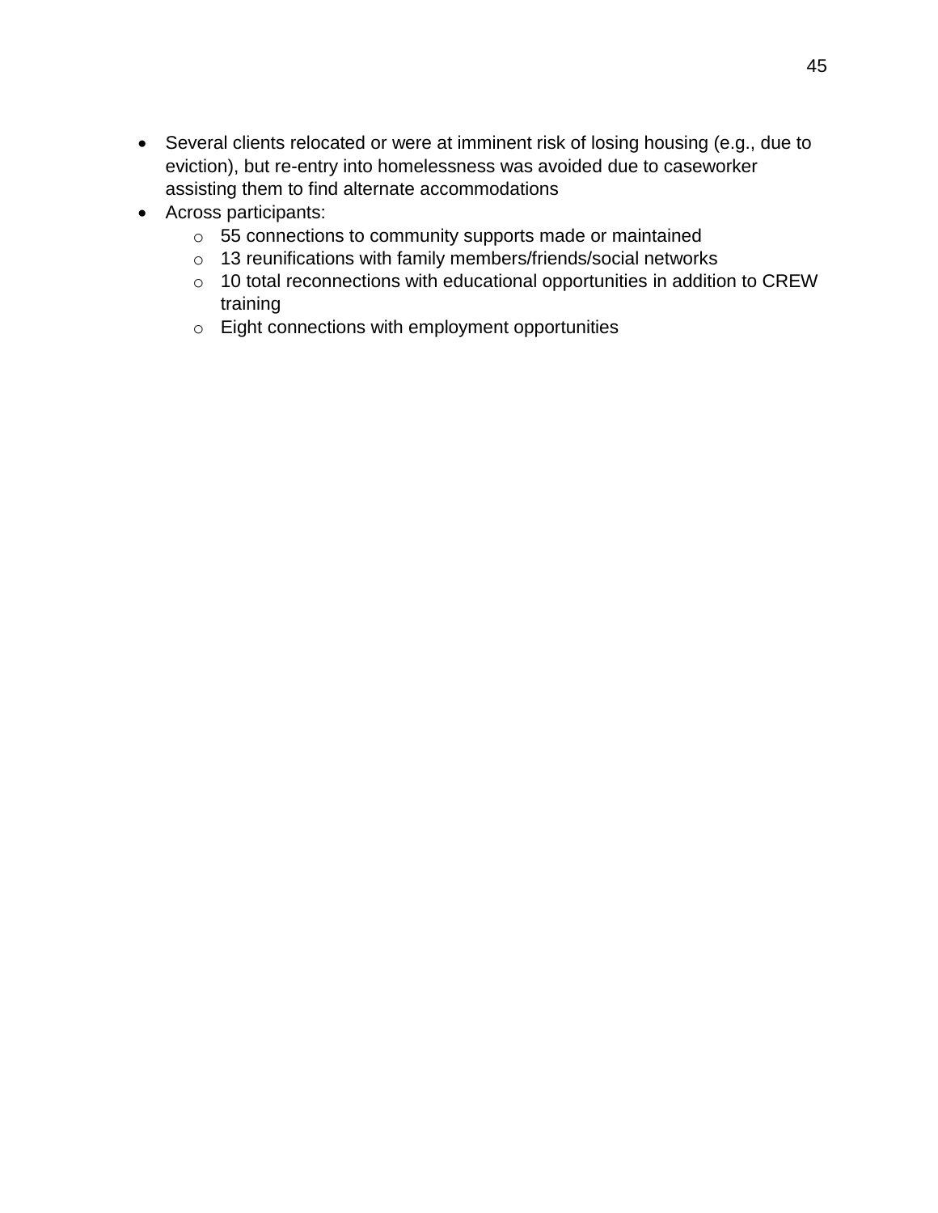- Several clients relocated or were at imminent risk of losing housing (e.g., due to eviction), but re-entry into homelessness was avoided due to caseworker assisting them to find alternate accommodations
- Across participants:
    - 55 connections to community supports made or maintained
    - 13 reunifications with family members/friends/social networks
    - 10 total reconnections with educational opportunities in addition to CREW training
    - Eight connections with employment opportunities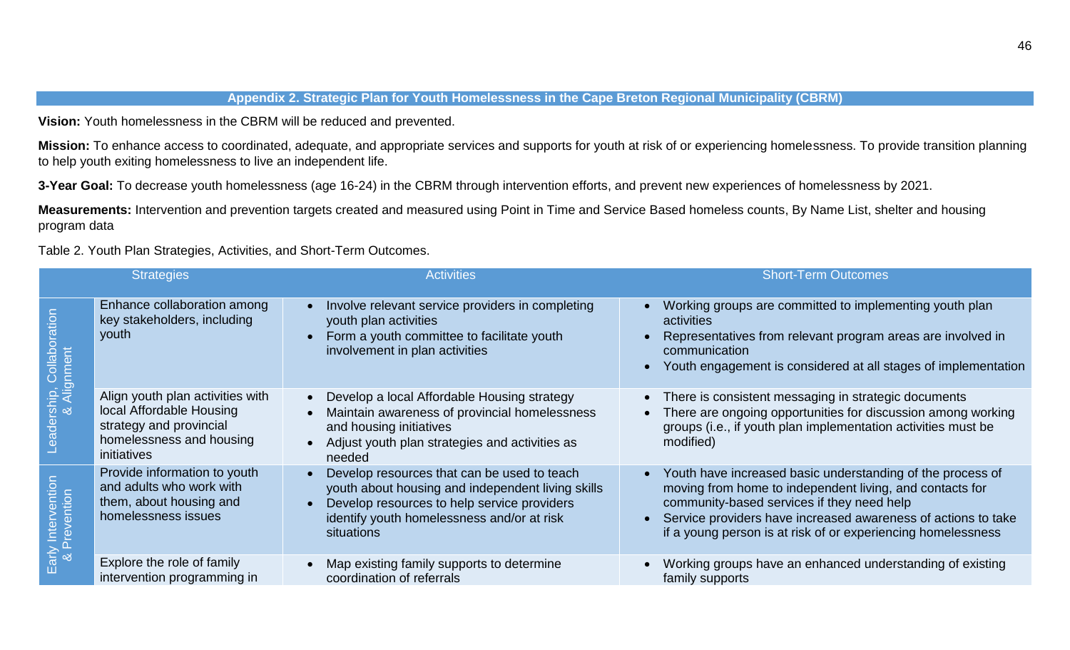## Appendix 2. Strategic Plan for Youth Homelessness in the Cape Breton Regional Municipality (CBRM)

**Vision:** Youth homelessness in the CBRM will be reduced and prevented.

**Mission:** To enhance access to coordinated, adequate, and appropriate services and supports for youth at risk of or experiencing homelessness. To provide transition planning to help youth exiting homelessness to live an independent life.

**3-Year Goal:** To decrease youth homelessness (age 16-24) in the CBRM through intervention efforts, and prevent new experiences of homelessness by 2021.

**Measurements:** Intervention and prevention targets created and measured using Point in Time and Service Based homeless counts, By Name List, shelter and housing program data

Table 2. Youth Plan Strategies, Activities, and Short-Term Outcomes.

| Strategies | | Activities | Short-Term Outcomes |
|---|---|---|---|
| Leadership, Collaboration & Alignment | Enhance collaboration among key stakeholders, including youth | • Involve relevant service providers in completing youth plan activities<br>• Form a youth committee to facilitate youth involvement in plan activities | • Working groups are committed to implementing youth plan activities<br>• Representatives from relevant program areas are involved in communication<br>• Youth engagement is considered at all stages of implementation |
| | Align youth plan activities with local Affordable Housing strategy and provincial homelessness and housing initiatives | • Develop a local Affordable Housing strategy<br>• Maintain awareness of provincial homelessness and housing initiatives<br>• Adjust youth plan strategies and activities as needed | • There is consistent messaging in strategic documents<br>• There are ongoing opportunities for discussion among working groups (i.e., if youth plan implementation activities must be modified) |
| Early Intervention & Prevention | Provide information to youth and adults who work with them, about housing and homelessness issues | • Develop resources that can be used to teach youth about housing and independent living skills<br>• Develop resources to help service providers identify youth homelessness and/or at risk situations | • Youth have increased basic understanding of the process of moving from home to independent living, and contacts for community-based services if they need help<br>• Service providers have increased awareness of actions to take if a young person is at risk of or experiencing homelessness |
| | Explore the role of family intervention programming in | • Map existing family supports to determine coordination of referrals | • Working groups have an enhanced understanding of existing family supports |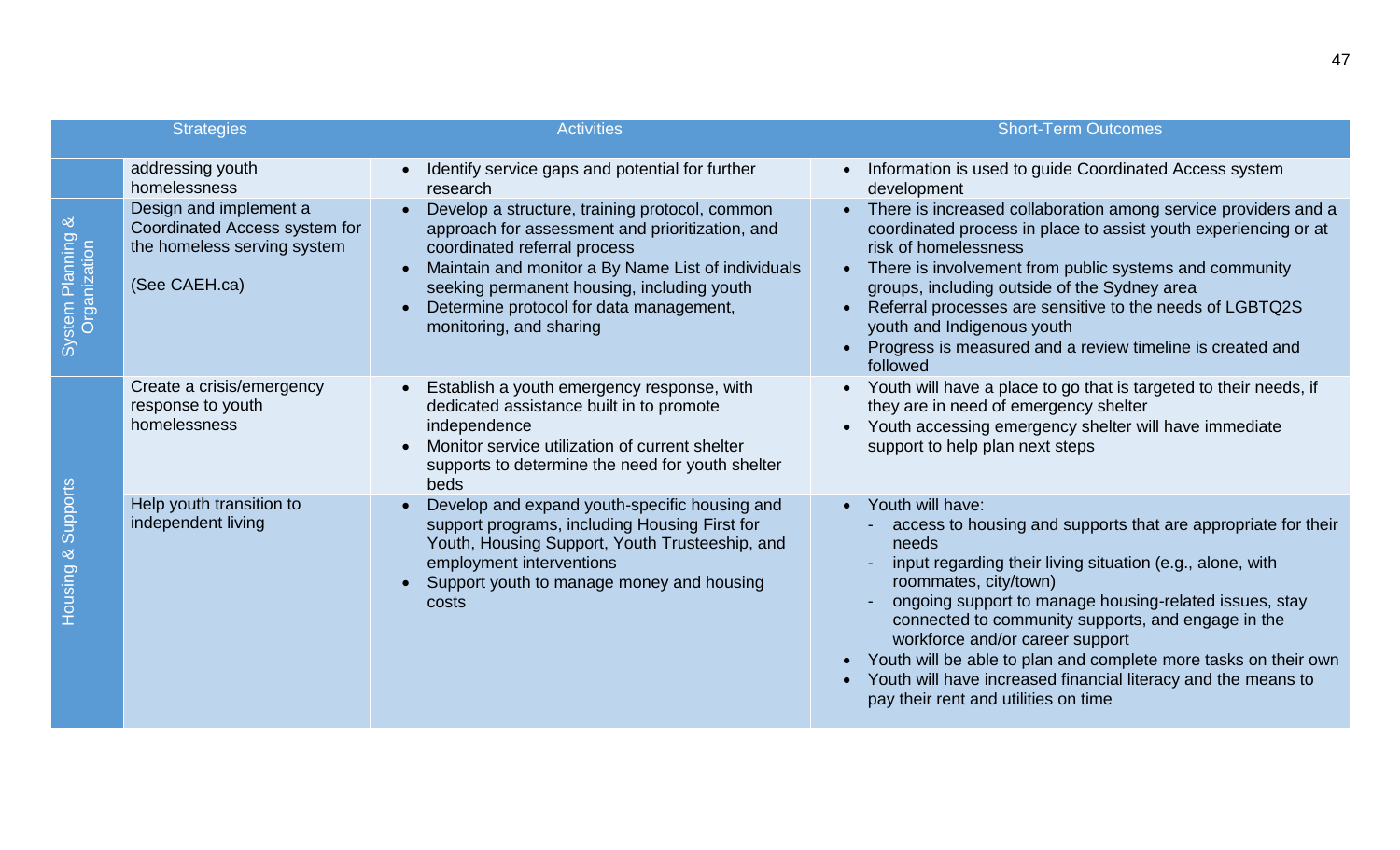| | Strategies | Activities | Short-Term Outcomes |
|---|---|---|---|
| | addressing youth homelessness | • Identify service gaps and potential for further research | • Information is used to guide Coordinated Access system development |
| System Planning & Organization | Design and implement a Coordinated Access system for the homeless serving system<br><br>(See CAEH.ca) | • Develop a structure, training protocol, common approach for assessment and prioritization, and coordinated referral process<br>• Maintain and monitor a By Name List of individuals seeking permanent housing, including youth<br>• Determine protocol for data management, monitoring, and sharing | • There is increased collaboration among service providers and a coordinated process in place to assist youth experiencing or at risk of homelessness<br>• There is involvement from public systems and community groups, including outside of the Sydney area<br>• Referral processes are sensitive to the needs of LGBTQ2S youth and Indigenous youth<br>• Progress is measured and a review timeline is created and followed |
| Housing & Supports | Create a crisis/emergency response to youth homelessness | • Establish a youth emergency response, with dedicated assistance built in to promote independence<br>• Monitor service utilization of current shelter supports to determine the need for youth shelter beds | • Youth will have a place to go that is targeted to their needs, if they are in need of emergency shelter<br>• Youth accessing emergency shelter will have immediate support to help plan next steps |
| | Help youth transition to independent living | • Develop and expand youth-specific housing and support programs, including Housing First for Youth, Housing Support, Youth Trusteeship, and employment interventions<br>• Support youth to manage money and housing costs | • Youth will have:<br>- access to housing and supports that are appropriate for their needs<br>- input regarding their living situation (e.g., alone, with roommates, city/town)<br>- ongoing support to manage housing-related issues, stay connected to community supports, and engage in the workforce and/or career support<br>• Youth will be able to plan and complete more tasks on their own<br>• Youth will have increased financial literacy and the means to pay their rent and utilities on time |